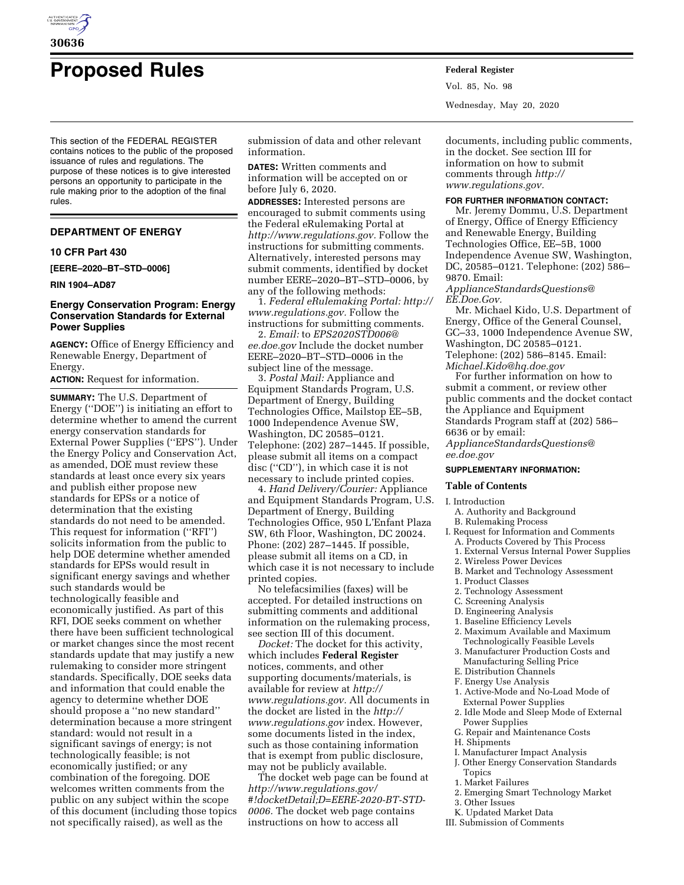# Proposed Rules

This section of the FEDERAL REGISTER contains notices to the public of the proposed issuance of rules and regulations. The purpose of these notices is to give interested persons an opportunity to participate in the rule making prior to the adoption of the final rules.

## DEPARTMENT OF ENERGY

### 10 CFR Part 430

**[EERE–2020–BT–STD–0006]**

**RIN 1904–AD87**

### Energy Conservation Program: Energy Conservation Standards for External Power Supplies

**AGENCY:** Office of Energy Efficiency and Renewable Energy, Department of Energy.

**ACTION:** Request for information.

**SUMMARY:** The U.S. Department of Energy (''DOE'') is initiating an effort to determine whether to amend the current energy conservation standards for External Power Supplies (''EPS''). Under the Energy Policy and Conservation Act, as amended, DOE must review these standards at least once every six years and publish either propose new standards for EPSs or a notice of determination that the existing standards do not need to be amended. This request for information (''RFI'') solicits information from the public to help DOE determine whether amended standards for EPSs would result in significant energy savings and whether such standards would be technologically feasible and economically justified. As part of this RFI, DOE seeks comment on whether there have been sufficient technological or market changes since the most recent standards update that may justify a new rulemaking to consider more stringent standards. Specifically, DOE seeks data and information that could enable the agency to determine whether DOE should propose a ''no new standard'' determination because a more stringent standard: would not result in a significant savings of energy; is not technologically feasible; is not economically justified; or any combination of the foregoing. DOE welcomes written comments from the public on any subject within the scope of this document (including those topics not specifically raised), as well as the submission of data and other relevant information.

**DATES:** Written comments and information will be accepted on or before July 6, 2020.

**ADDRESSES:** Interested persons are encouraged to submit comments using the Federal eRulemaking Portal at *http://www.regulations.gov.* Follow the instructions for submitting comments. Alternatively, interested persons may submit comments, identified by docket number EERE–2020–BT–STD–0006, by any of the following methods:

1. *Federal eRulemaking Portal: http://www.regulations.gov.* Follow the instructions for submitting comments.
2. *Email:* to *EPS2020STD006@ee.doe.gov* Include the docket number EERE–2020–BT–STD–0006 in the subject line of the message.
3. *Postal Mail:* Appliance and Equipment Standards Program, U.S. Department of Energy, Building Technologies Office, Mailstop EE–5B, 1000 Independence Avenue SW, Washington, DC 20585–0121. Telephone: (202) 287–1445. If possible, please submit all items on a compact disc (''CD''), in which case it is not necessary to include printed copies.
4. *Hand Delivery/Courier:* Appliance and Equipment Standards Program, U.S. Department of Energy, Building Technologies Office, 950 L'Enfant Plaza SW, 6th Floor, Washington, DC 20024. Phone: (202) 287–1445. If possible, please submit all items on a CD, in which case it is not necessary to include printed copies.

No telefacsimilies (faxes) will be accepted. For detailed instructions on submitting comments and additional information on the rulemaking process, see section III of this document.

*Docket:* The docket for this activity, which includes **Federal Register** notices, comments, and other supporting documents/materials, is available for review at *http://www.regulations.gov.* All documents in the docket are listed in the *http://www.regulations.gov* index. However, some documents listed in the index, such as those containing information that is exempt from public disclosure, may not be publicly available.

The docket web page can be found at *http://www.regulations.gov/#!docketDetail;D=EERE-2020-BT-STD-0006.* The docket web page contains instructions on how to access all documents, including public comments, in the docket. See section III for information on how to submit comments through *http://www.regulations.gov.*

**FOR FURTHER INFORMATION CONTACT:**

Mr. Jeremy Dommu, U.S. Department of Energy, Office of Energy Efficiency and Renewable Energy, Building Technologies Office, EE–5B, 1000 Independence Avenue SW, Washington, DC, 20585–0121. Telephone: (202) 586–9870. Email: *ApplianceStandardsQuestions@EE.Doe.Gov.*

Mr. Michael Kido, U.S. Department of Energy, Office of the General Counsel, GC–33, 1000 Independence Avenue SW, Washington, DC 20585–0121. Telephone: (202) 586–8145. Email: *Michael.Kido@hq.doe.gov*

For further information on how to submit a comment, or review other public comments and the docket contact the Appliance and Equipment Standards Program staff at (202) 586–6636 or by email: *ApplianceStandardsQuestions@ee.doe.gov*

**SUPPLEMENTARY INFORMATION:**

**Table of Contents**

I. Introduction
  A. Authority and Background
  B. Rulemaking Process
I. Request for Information and Comments
  A. Products Covered by This Process
  1. External Versus Internal Power Supplies
  2. Wireless Power Devices
  B. Market and Technology Assessment
  1. Product Classes
  2. Technology Assessment
  C. Screening Analysis
  D. Engineering Analysis
  1. Baseline Efficiency Levels
  2. Maximum Available and Maximum Technologically Feasible Levels
  3. Manufacturer Production Costs and Manufacturing Selling Price
  E. Distribution Channels
  F. Energy Use Analysis
  1. Active-Mode and No-Load Mode of External Power Supplies
  2. Idle Mode and Sleep Mode of External Power Supplies
  G. Repair and Maintenance Costs
  H. Shipments
  I. Manufacturer Impact Analysis
  J. Other Energy Conservation Standards Topics
  1. Market Failures
  2. Emerging Smart Technology Market
  3. Other Issues
  K. Updated Market Data
III. Submission of Comments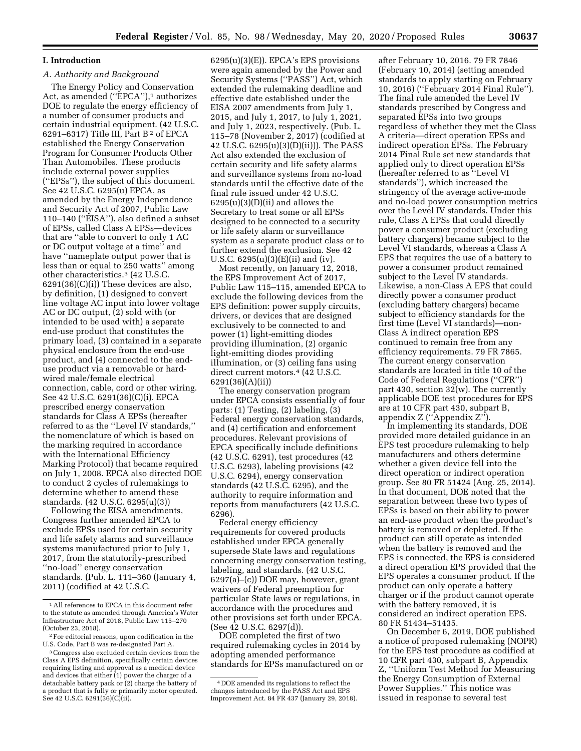## I. Introduction

### A. Authority and Background

The Energy Policy and Conservation Act, as amended ("EPCA"),[1] authorizes DOE to regulate the energy efficiency of a number of consumer products and certain industrial equipment. (42 U.S.C. 6291–6317) Title III, Part B[2] of EPCA established the Energy Conservation Program for Consumer Products Other Than Automobiles. These products include external power supplies ("EPSs"), the subject of this document. See 42 U.S.C. 6295(u) EPCA, as amended by the Energy Independence and Security Act of 2007, Public Law 110–140 ("EISA"), also defined a subset of EPSs, called Class A EPSs—devices that are "able to convert to only 1 AC or DC output voltage at a time" and have "nameplate output power that is less than or equal to 250 watts" among other characteristics.[3] (42 U.S.C. 6291(36)(C)(i)) These devices are also, by definition, (1) designed to convert line voltage AC input into lower voltage AC or DC output, (2) sold with (or intended to be used with) a separate end-use product that constitutes the primary load, (3) contained in a separate physical enclosure from the end-use product, and (4) connected to the end-use product via a removable or hard-wired male/female electrical connection, cable, cord or other wiring. See 42 U.S.C. 6291(36)(C)(i). EPCA prescribed energy conservation standards for Class A EPSs (hereafter referred to as the "Level IV standards," the nomenclature of which is based on the marking required in accordance with the International Efficiency Marking Protocol) that became required on July 1, 2008. EPCA also directed DOE to conduct 2 cycles of rulemakings to determine whether to amend these standards. (42 U.S.C. 6295(u)(3))

Following the EISA amendments, Congress further amended EPCA to exclude EPSs used for certain security and life safety alarms and surveillance systems manufactured prior to July 1, 2017, from the statutorily-prescribed "no-load" energy conservation standards. (Pub. L. 111–360 (January 4, 2011) (codified at 42 U.S.C. 6295(u)(3)(E)). EPCA's EPS provisions were again amended by the Power and Security Systems ("PASS") Act, which extended the rulemaking deadline and effective date established under the EISA 2007 amendments from July 1, 2015, and July 1, 2017, to July 1, 2021, and July 1, 2023, respectively. (Pub. L. 115–78 (November 2, 2017) (codified at 42 U.S.C. 6295(u)(3)(D)(ii))). The PASS Act also extended the exclusion of certain security and life safety alarms and surveillance systems from no-load standards until the effective date of the final rule issued under 42 U.S.C. 6295(u)(3)(D)(ii) and allows the Secretary to treat some or all EPSs designed to be connected to a security or life safety alarm or surveillance system as a separate product class or to further extend the exclusion. See 42 U.S.C. 6295(u)(3)(E)(ii) and (iv).

Most recently, on January 12, 2018, the EPS Improvement Act of 2017, Public Law 115–115, amended EPCA to exclude the following devices from the EPS definition: power supply circuits, drivers, or devices that are designed exclusively to be connected to and power (1) light-emitting diodes providing illumination, (2) organic light-emitting diodes providing illumination, or (3) ceiling fans using direct current motors.[4] (42 U.S.C. 6291(36)(A)(ii))

The energy conservation program under EPCA consists essentially of four parts: (1) Testing, (2) labeling, (3) Federal energy conservation standards, and (4) certification and enforcement procedures. Relevant provisions of EPCA specifically include definitions (42 U.S.C. 6291), test procedures (42 U.S.C. 6293), labeling provisions (42 U.S.C. 6294), energy conservation standards (42 U.S.C. 6295), and the authority to require information and reports from manufacturers (42 U.S.C. 6296).

Federal energy efficiency requirements for covered products established under EPCA generally supersede State laws and regulations concerning energy conservation testing, labeling, and standards. (42 U.S.C. 6297(a)–(c)) DOE may, however, grant waivers of Federal preemption for particular State laws or regulations, in accordance with the procedures and other provisions set forth under EPCA. (See 42 U.S.C. 6297(d)).

DOE completed the first of two required rulemaking cycles in 2014 by adopting amended performance standards for EPSs manufactured on or after February 10, 2016. 79 FR 7846 (February 10, 2014) (setting amended standards to apply starting on February 10, 2016) ("February 2014 Final Rule"). The final rule amended the Level IV standards prescribed by Congress and separated EPSs into two groups regardless of whether they met the Class A criteria—direct operation EPSs and indirect operation EPSs. The February 2014 Final Rule set new standards that applied only to direct operation EPSs (hereafter referred to as "Level VI standards"), which increased the stringency of the average active-mode and no-load power consumption metrics over the Level IV standards. Under this rule, Class A EPSs that could directly power a consumer product (excluding battery chargers) became subject to the Level VI standards, whereas a Class A EPS that requires the use of a battery to power a consumer product remained subject to the Level IV standards. Likewise, a non-Class A EPS that could directly power a consumer product (excluding battery chargers) became subject to efficiency standards for the first time (Level VI standards)—non-Class A indirect operation EPS continued to remain free from any efficiency requirements. 79 FR 7865. The current energy conservation standards are located in title 10 of the Code of Federal Regulations ("CFR") part 430, section 32(w). The currently applicable DOE test procedures for EPS are at 10 CFR part 430, subpart B, appendix Z ("Appendix Z").

In implementing its standards, DOE provided more detailed guidance in an EPS test procedure rulemaking to help manufacturers and others determine whether a given device fell into the direct operation or indirect operation group. See 80 FR 51424 (Aug. 25, 2014). In that document, DOE noted that the separation between these two types of EPSs is based on their ability to power an end-use product when the product's battery is removed or depleted. If the product can still operate as intended when the battery is removed and the EPS is connected, the EPS is considered a direct operation EPS provided that the EPS operates a consumer product. If the product can only operate a battery charger or if the product cannot operate with the battery removed, it is considered an indirect operation EPS. 80 FR 51434–51435.

On December 6, 2019, DOE published a notice of proposed rulemaking (NOPR) for the EPS test procedure as codified at 10 CFR part 430, subpart B, Appendix Z, "Uniform Test Method for Measuring the Energy Consumption of External Power Supplies." This notice was issued in response to several test

---

[1] All references to EPCA in this document refer to the statute as amended through America's Water Infrastructure Act of 2018, Public Law 115–270 (October 23, 2018).

[2] For editorial reasons, upon codification in the U.S. Code, Part B was re-designated Part A.

[3] Congress also excluded certain devices from the Class A EPS definition, specifically certain devices requiring listing and approval as a medical device and devices that either (1) power the charger of a detachable battery pack or (2) charge the battery of a product that is fully or primarily motor operated. See 42 U.S.C. 6291(36)(C)(ii).

[4] DOE amended its regulations to reflect the changes introduced by the PASS Act and EPS Improvement Act. 84 FR 437 (January 29, 2018).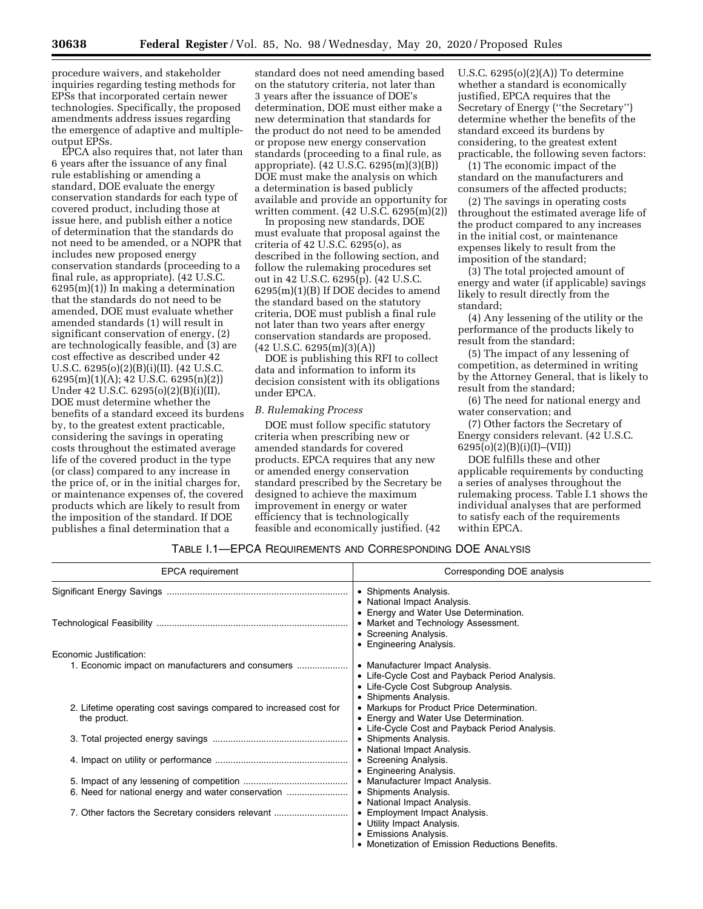procedure waivers, and stakeholder inquiries regarding testing methods for EPSs that incorporated certain newer technologies. Specifically, the proposed amendments address issues regarding the emergence of adaptive and multiple-output EPSs.

EPCA also requires that, not later than 6 years after the issuance of any final rule establishing or amending a standard, DOE evaluate the energy conservation standards for each type of covered product, including those at issue here, and publish either a notice of determination that the standards do not need to be amended, or a NOPR that includes new proposed energy conservation standards (proceeding to a final rule, as appropriate). (42 U.S.C. 6295(m)(1)) In making a determination that the standards do not need to be amended, DOE must evaluate whether amended standards (1) will result in significant conservation of energy, (2) are technologically feasible, and (3) are cost effective as described under 42 U.S.C. 6295(o)(2)(B)(i)(II). (42 U.S.C. 6295(m)(1)(A); 42 U.S.C. 6295(n)(2)) Under 42 U.S.C. 6295(o)(2)(B)(i)(II), DOE must determine whether the benefits of a standard exceed its burdens by, to the greatest extent practicable, considering the savings in operating costs throughout the estimated average life of the covered product in the type (or class) compared to any increase in the price of, or in the initial charges for, or maintenance expenses of, the covered products which are likely to result from the imposition of the standard. If DOE publishes a final determination that a standard does not need amending based on the statutory criteria, not later than 3 years after the issuance of DOE's determination, DOE must either make a new determination that standards for the product do not need to be amended or propose new energy conservation standards (proceeding to a final rule, as appropriate). (42 U.S.C. 6295(m)(3)(B)) DOE must make the analysis on which a determination is based publicly available and provide an opportunity for written comment. (42 U.S.C. 6295(m)(2))

In proposing new standards, DOE must evaluate that proposal against the criteria of 42 U.S.C. 6295(o), as described in the following section, and follow the rulemaking procedures set out in 42 U.S.C. 6295(p). (42 U.S.C. 6295(m)(1)(B) If DOE decides to amend the standard based on the statutory criteria, DOE must publish a final rule not later than two years after energy conservation standards are proposed. (42 U.S.C. 6295(m)(3)(A))

DOE is publishing this RFI to collect data and information to inform its decision consistent with its obligations under EPCA.

### *B. Rulemaking Process*

DOE must follow specific statutory criteria when prescribing new or amended standards for covered products. EPCA requires that any new or amended energy conservation standard prescribed by the Secretary be designed to achieve the maximum improvement in energy or water efficiency that is technologically feasible and economically justified. (42 U.S.C. 6295(o)(2)(A)) To determine whether a standard is economically justified, EPCA requires that the Secretary of Energy (''the Secretary'') determine whether the benefits of the standard exceed its burdens by considering, to the greatest extent practicable, the following seven factors:

(1) The economic impact of the standard on the manufacturers and consumers of the affected products;

(2) The savings in operating costs throughout the estimated average life of the product compared to any increases in the initial cost, or maintenance expenses likely to result from the imposition of the standard;

(3) The total projected amount of energy and water (if applicable) savings likely to result directly from the standard;

(4) Any lessening of the utility or the performance of the products likely to result from the standard;

(5) The impact of any lessening of competition, as determined in writing by the Attorney General, that is likely to result from the standard;

(6) The need for national energy and water conservation; and

(7) Other factors the Secretary of Energy considers relevant. (42 U.S.C. 6295(o)(2)(B)(i)(I)–(VII))

DOE fulfills these and other applicable requirements by conducting a series of analyses throughout the rulemaking process. Table I.1 shows the individual analyses that are performed to satisfy each of the requirements within EPCA.

TABLE I.1—EPCA REQUIREMENTS AND CORRESPONDING DOE ANALYSIS

| EPCA requirement | Corresponding DOE analysis |
|---|---|
| Significant Energy Savings | • Shipments Analysis.<br>• National Impact Analysis.<br>• Energy and Water Use Determination. |
| Technological Feasibility | • Market and Technology Assessment.<br>• Screening Analysis.<br>• Engineering Analysis. |
| Economic Justification: | |
| 1. Economic impact on manufacturers and consumers | • Manufacturer Impact Analysis.<br>• Life-Cycle Cost and Payback Period Analysis.<br>• Life-Cycle Cost Subgroup Analysis.<br>• Shipments Analysis. |
| 2. Lifetime operating cost savings compared to increased cost for the product. | • Markups for Product Price Determination.<br>• Energy and Water Use Determination.<br>• Life-Cycle Cost and Payback Period Analysis. |
| 3. Total projected energy savings | • Shipments Analysis.<br>• National Impact Analysis. |
| 4. Impact on utility or performance | • Screening Analysis.<br>• Engineering Analysis. |
| 5. Impact of any lessening of competition | • Manufacturer Impact Analysis. |
| 6. Need for national energy and water conservation | • Shipments Analysis.<br>• National Impact Analysis. |
| 7. Other factors the Secretary considers relevant | • Employment Impact Analysis.<br>• Utility Impact Analysis.<br>• Emissions Analysis.<br>• Monetization of Emission Reductions Benefits. |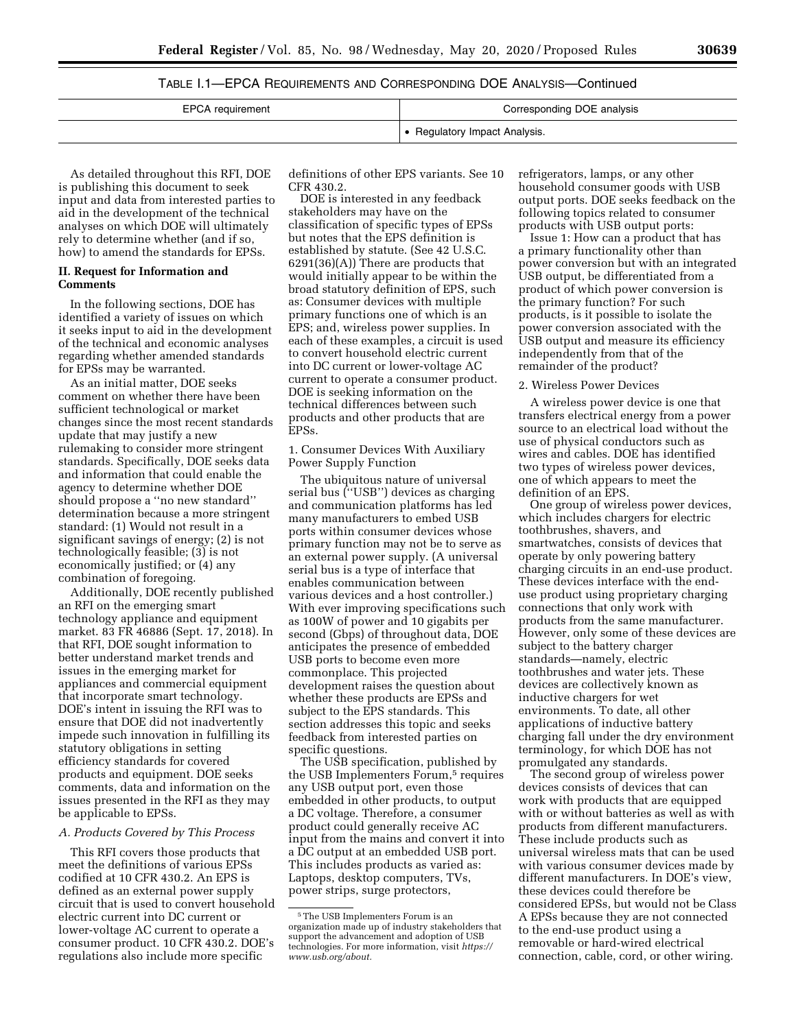TABLE I.1—EPCA REQUIREMENTS AND CORRESPONDING DOE ANALYSIS—Continued

| EPCA requirement | Corresponding DOE analysis |
| --- | --- |
| | • Regulatory Impact Analysis. |

As detailed throughout this RFI, DOE is publishing this document to seek input and data from interested parties to aid in the development of the technical analyses on which DOE will ultimately rely to determine whether (and if so, how) to amend the standards for EPSs.

## II. Request for Information and Comments

In the following sections, DOE has identified a variety of issues on which it seeks input to aid in the development of the technical and economic analyses regarding whether amended standards for EPSs may be warranted.

As an initial matter, DOE seeks comment on whether there have been sufficient technological or market changes since the most recent standards update that may justify a new rulemaking to consider more stringent standards. Specifically, DOE seeks data and information that could enable the agency to determine whether DOE should propose a ''no new standard'' determination because a more stringent standard: (1) Would not result in a significant savings of energy; (2) is not technologically feasible; (3) is not economically justified; or (4) any combination of foregoing.

Additionally, DOE recently published an RFI on the emerging smart technology appliance and equipment market. 83 FR 46886 (Sept. 17, 2018). In that RFI, DOE sought information to better understand market trends and issues in the emerging market for appliances and commercial equipment that incorporate smart technology. DOE's intent in issuing the RFI was to ensure that DOE did not inadvertently impede such innovation in fulfilling its statutory obligations in setting efficiency standards for covered products and equipment. DOE seeks comments, data and information on the issues presented in the RFI as they may be applicable to EPSs.

### *A. Products Covered by This Process*

This RFI covers those products that meet the definitions of various EPSs codified at 10 CFR 430.2. An EPS is defined as an external power supply circuit that is used to convert household electric current into DC current or lower-voltage AC current to operate a consumer product. 10 CFR 430.2. DOE's regulations also include more specific definitions of other EPS variants. See 10 CFR 430.2.

DOE is interested in any feedback stakeholders may have on the classification of specific types of EPSs but notes that the EPS definition is established by statute. (See 42 U.S.C. 6291(36)(A)) There are products that would initially appear to be within the broad statutory definition of EPS, such as: Consumer devices with multiple primary functions one of which is an EPS; and, wireless power supplies. In each of these examples, a circuit is used to convert household electric current into DC current or lower-voltage AC current to operate a consumer product. DOE is seeking information on the technical differences between such products and other products that are EPSs.

#### 1. Consumer Devices With Auxiliary Power Supply Function

The ubiquitous nature of universal serial bus (''USB'') devices as charging and communication platforms has led many manufacturers to embed USB ports within consumer devices whose primary function may not be to serve as an external power supply. (A universal serial bus is a type of interface that enables communication between various devices and a host controller.) With ever improving specifications such as 100W of power and 10 gigabits per second (Gbps) of throughout data, DOE anticipates the presence of embedded USB ports to become even more commonplace. This projected development raises the question about whether these products are EPSs and subject to the EPS standards. This section addresses this topic and seeks feedback from interested parties on specific questions.

The USB specification, published by the USB Implementers Forum,[5] requires any USB output port, even those embedded in other products, to output a DC voltage. Therefore, a consumer product could generally receive AC input from the mains and convert it into a DC output at an embedded USB port. This includes products as varied as: Laptops, desktop computers, TVs, power strips, surge protectors, refrigerators, lamps, or any other household consumer goods with USB output ports. DOE seeks feedback on the following topics related to consumer products with USB output ports:

Issue 1: How can a product that has a primary functionality other than power conversion but with an integrated USB output, be differentiated from a product of which power conversion is the primary function? For such products, is it possible to isolate the power conversion associated with the USB output and measure its efficiency independently from that of the remainder of the product?

#### 2. Wireless Power Devices

A wireless power device is one that transfers electrical energy from a power source to an electrical load without the use of physical conductors such as wires and cables. DOE has identified two types of wireless power devices, one of which appears to meet the definition of an EPS.

One group of wireless power devices, which includes chargers for electric toothbrushes, shavers, and smartwatches, consists of devices that operate by only powering battery charging circuits in an end-use product. These devices interface with the end-use product using proprietary charging connections that only work with products from the same manufacturer. However, only some of these devices are subject to the battery charger standards—namely, electric toothbrushes and water jets. These devices are collectively known as inductive chargers for wet environments. To date, all other applications of inductive battery charging fall under the dry environment terminology, for which DOE has not promulgated any standards.

The second group of wireless power devices consists of devices that can work with products that are equipped with or without batteries as well as with products from different manufacturers. These include products such as universal wireless mats that can be used with various consumer devices made by different manufacturers. In DOE's view, these devices could therefore be considered EPSs, but would not be Class A EPSs because they are not connected to the end-use product using a removable or hard-wired electrical connection, cable, cord, or other wiring.

[5] The USB Implementers Forum is an organization made up of industry stakeholders that support the advancement and adoption of USB technologies. For more information, visit *https://www.usb.org/about.*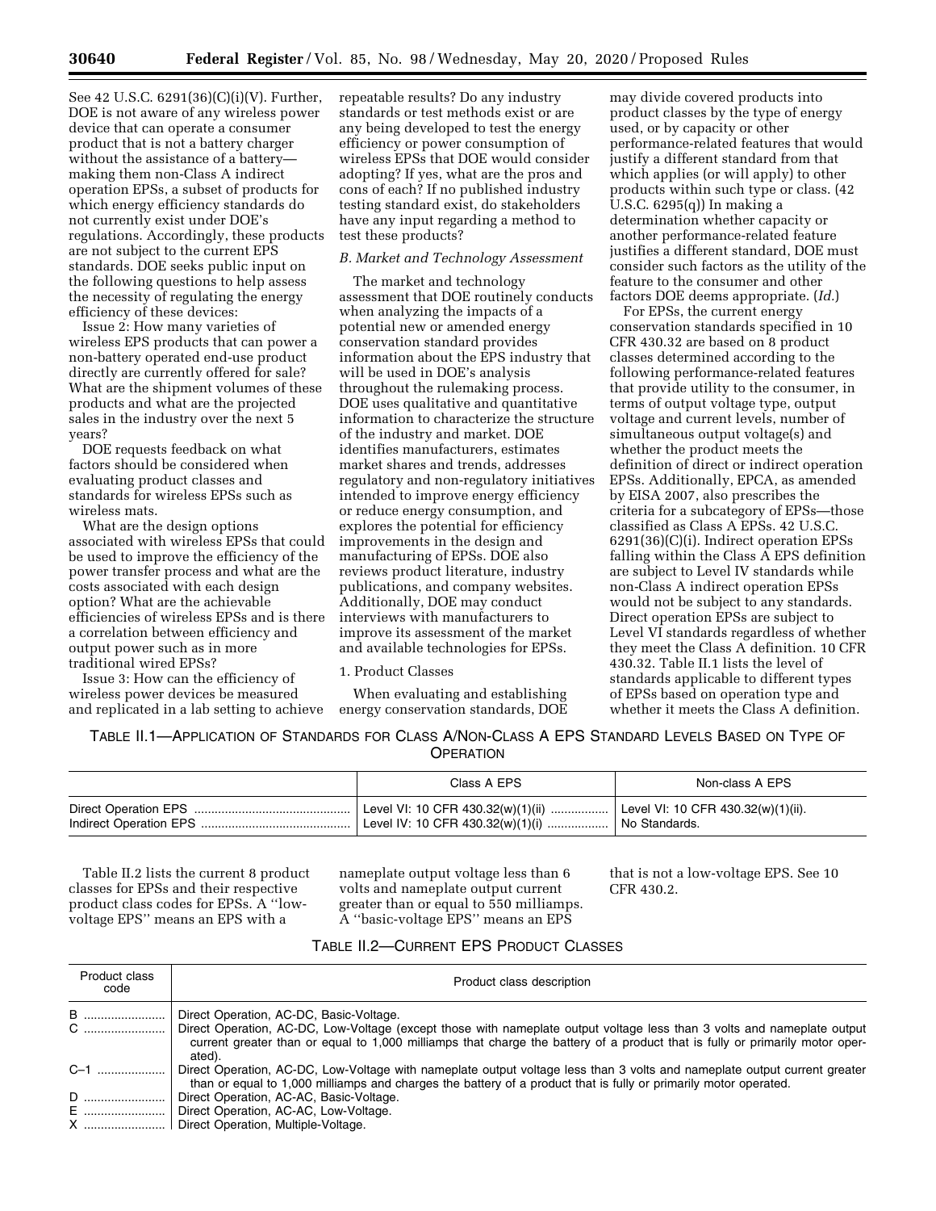See 42 U.S.C. 6291(36)(C)(i)(V). Further, DOE is not aware of any wireless power device that can operate a consumer product that is not a battery charger without the assistance of a battery—making them non-Class A indirect operation EPSs, a subset of products for which energy efficiency standards do not currently exist under DOE's regulations. Accordingly, these products are not subject to the current EPS standards. DOE seeks public input on the following questions to help assess the necessity of regulating the energy efficiency of these devices:

Issue 2: How many varieties of wireless EPS products that can power a non-battery operated end-use product directly are currently offered for sale? What are the shipment volumes of these products and what are the projected sales in the industry over the next 5 years?

DOE requests feedback on what factors should be considered when evaluating product classes and standards for wireless EPSs such as wireless mats.

What are the design options associated with wireless EPSs that could be used to improve the efficiency of the power transfer process and what are the costs associated with each design option? What are the achievable efficiencies of wireless EPSs and is there a correlation between efficiency and output power such as in more traditional wired EPSs?

Issue 3: How can the efficiency of wireless power devices be measured and replicated in a lab setting to achieve repeatable results? Do any industry standards or test methods exist or are any being developed to test the energy efficiency or power consumption of wireless EPSs that DOE would consider adopting? If yes, what are the pros and cons of each? If no published industry testing standard exist, do stakeholders have any input regarding a method to test these products?

### *B. Market and Technology Assessment*

The market and technology assessment that DOE routinely conducts when analyzing the impacts of a potential new or amended energy conservation standard provides information about the EPS industry that will be used in DOE's analysis throughout the rulemaking process. DOE uses qualitative and quantitative information to characterize the structure of the industry and market. DOE identifies manufacturers, estimates market shares and trends, addresses regulatory and non-regulatory initiatives intended to improve energy efficiency or reduce energy consumption, and explores the potential for efficiency improvements in the design and manufacturing of EPSs. DOE also reviews product literature, industry publications, and company websites. Additionally, DOE may conduct interviews with manufacturers to improve its assessment of the market and available technologies for EPSs.

#### 1. Product Classes

When evaluating and establishing energy conservation standards, DOE may divide covered products into product classes by the type of energy used, or by capacity or other performance-related features that would justify a different standard from that which applies (or will apply) to other products within such type or class. (42 U.S.C. 6295(q)) In making a determination whether capacity or another performance-related feature justifies a different standard, DOE must consider such factors as the utility of the feature to the consumer and other factors DOE deems appropriate. (*Id.*)

For EPSs, the current energy conservation standards specified in 10 CFR 430.32 are based on 8 product classes determined according to the following performance-related features that provide utility to the consumer, in terms of output voltage type, output voltage and current levels, number of simultaneous output voltage(s) and whether the product meets the definition of direct or indirect operation EPSs. Additionally, EPCA, as amended by EISA 2007, also prescribes the criteria for a subcategory of EPSs—those classified as Class A EPSs. 42 U.S.C. 6291(36)(C)(i). Indirect operation EPSs falling within the Class A EPS definition are subject to Level IV standards while non-Class A indirect operation EPSs would not be subject to any standards. Direct operation EPSs are subject to Level VI standards regardless of whether they meet the Class A definition. 10 CFR 430.32. Table II.1 lists the level of standards applicable to different types of EPSs based on operation type and whether it meets the Class A definition.

TABLE II.1—APPLICATION OF STANDARDS FOR CLASS A/NON-CLASS A EPS STANDARD LEVELS BASED ON TYPE OF OPERATION

| | Class A EPS | Non-class A EPS |
|---|---|---|
| Direct Operation EPS | Level VI: 10 CFR 430.32(w)(1)(ii) | Level VI: 10 CFR 430.32(w)(1)(ii). |
| Indirect Operation EPS | Level IV: 10 CFR 430.32(w)(1)(i) | No Standards. |

Table II.2 lists the current 8 product classes for EPSs and their respective product class codes for EPSs. A "low-voltage EPS" means an EPS with a nameplate output voltage less than 6 volts and nameplate output current greater than or equal to 550 milliamps. A "basic-voltage EPS" means an EPS that is not a low-voltage EPS. See 10 CFR 430.2.

TABLE II.2—CURRENT EPS PRODUCT CLASSES

| Product class code | Product class description |
|---|---|
| B | Direct Operation, AC-DC, Basic-Voltage. |
| C | Direct Operation, AC-DC, Low-Voltage (except those with nameplate output voltage less than 3 volts and nameplate output current greater than or equal to 1,000 milliamps that charge the battery of a product that is fully or primarily motor operated). |
| C–1 | Direct Operation, AC-DC, Low-Voltage with nameplate output voltage less than 3 volts and nameplate output current greater than or equal to 1,000 milliamps and charges the battery of a product that is fully or primarily motor operated. |
| D | Direct Operation, AC-AC, Basic-Voltage. |
| E | Direct Operation, AC-AC, Low-Voltage. |
| X | Direct Operation, Multiple-Voltage. |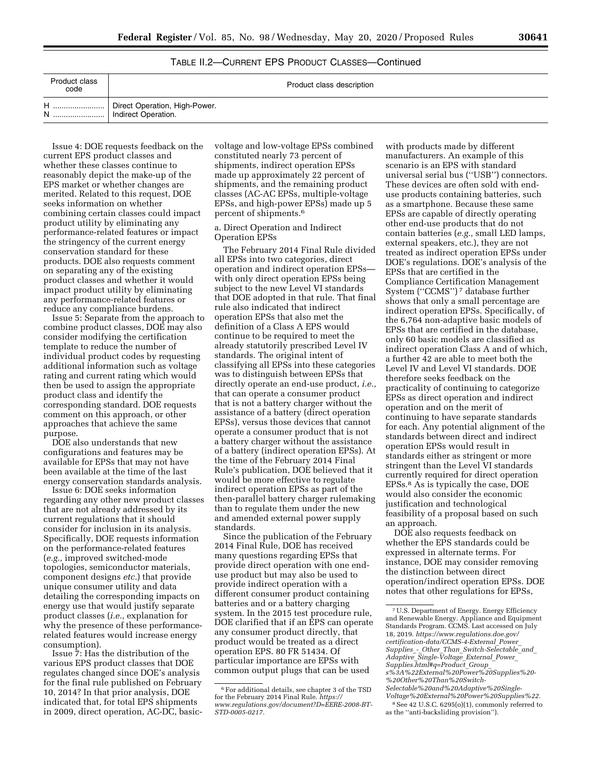TABLE II.2—CURRENT EPS PRODUCT CLASSES—Continued

| Product class code | Product class description |
| --- | --- |
| H | Direct Operation, High-Power. |
| N | Indirect Operation. |

Issue 4: DOE requests feedback on the current EPS product classes and whether these classes continue to reasonably depict the make-up of the EPS market or whether changes are merited. Related to this request, DOE seeks information on whether combining certain classes could impact product utility by eliminating any performance-related features or impact the stringency of the current energy conservation standard for these products. DOE also requests comment on separating any of the existing product classes and whether it would impact product utility by eliminating any performance-related features or reduce any compliance burdens.

Issue 5: Separate from the approach to combine product classes, DOE may also consider modifying the certification template to reduce the number of individual product codes by requesting additional information such as voltage rating and current rating which would then be used to assign the appropriate product class and identify the corresponding standard. DOE requests comment on this approach, or other approaches that achieve the same purpose.

DOE also understands that new configurations and features may be available for EPSs that may not have been available at the time of the last energy conservation standards analysis.

Issue 6: DOE seeks information regarding any other new product classes that are not already addressed by its current regulations that it should consider for inclusion in its analysis. Specifically, DOE requests information on the performance-related features (*e.g.,* improved switched-mode topologies, semiconductor materials, component designs *etc.*) that provide unique consumer utility and data detailing the corresponding impacts on energy use that would justify separate product classes (*i.e.,* explanation for why the presence of these performance-related features would increase energy consumption).

Issue 7: Has the distribution of the various EPS product classes that DOE regulates changed since DOE's analysis for the final rule published on February 10, 2014? In that prior analysis, DOE indicated that, for total EPS shipments in 2009, direct operation, AC-DC, basic-voltage and low-voltage EPSs combined constituted nearly 73 percent of shipments, indirect operation EPSs made up approximately 22 percent of shipments, and the remaining product classes (AC-AC EPSs, multiple-voltage EPSs, and high-power EPSs) made up 5 percent of shipments.[6]

a. Direct Operation and Indirect Operation EPSs

The February 2014 Final Rule divided all EPSs into two categories, direct operation and indirect operation EPSs—with only direct operation EPSs being subject to the new Level VI standards that DOE adopted in that rule. That final rule also indicated that indirect operation EPSs that also met the definition of a Class A EPS would continue to be required to meet the already statutorily prescribed Level IV standards. The original intent of classifying all EPSs into these categories was to distinguish between EPSs that directly operate an end-use product, *i.e.,* that can operate a consumer product that is not a battery charger without the assistance of a battery (direct operation EPSs), versus those devices that cannot operate a consumer product that is not a battery charger without the assistance of a battery (indirect operation EPSs). At the time of the February 2014 Final Rule's publication, DOE believed that it would be more effective to regulate indirect operation EPSs as part of the then-parallel battery charger rulemaking than to regulate them under the new and amended external power supply standards.

Since the publication of the February 2014 Final Rule, DOE has received many questions regarding EPSs that provide direct operation with one end-use product but may also be used to provide indirect operation with a different consumer product containing batteries and or a battery charging system. In the 2015 test procedure rule, DOE clarified that if an EPS can operate any consumer product directly, that product would be treated as a direct operation EPS. 80 FR 51434. Of particular importance are EPSs with common output plugs that can be used with products made by different manufacturers. An example of this scenario is an EPS with standard universal serial bus (''USB'') connectors. These devices are often sold with end-use products containing batteries, such as a smartphone. Because these same EPSs are capable of directly operating other end-use products that do not contain batteries (*e.g.,* small LED lamps, external speakers, etc.), they are not treated as indirect operation EPSs under DOE's regulations. DOE's analysis of the EPSs that are certified in the Compliance Certification Management System (''CCMS'')[7] database further shows that only a small percentage are indirect operation EPSs. Specifically, of the 6,764 non-adaptive basic models of EPSs that are certified in the database, only 60 basic models are classified as indirect operation Class A and of which, a further 42 are able to meet both the Level IV and Level VI standards. DOE therefore seeks feedback on the practicality of continuing to categorize EPSs as direct operation and indirect operation and on the merit of continuing to have separate standards for each. Any potential alignment of the standards between direct and indirect operation EPSs would result in standards either as stringent or more stringent than the Level VI standards currently required for direct operation EPSs.[8] As is typically the case, DOE would also consider the economic justification and technological feasibility of a proposal based on such an approach.

DOE also requests feedback on whether the EPS standards could be expressed in alternate terms. For instance, DOE may consider removing the distinction between direct operation/indirect operation EPSs. DOE notes that other regulations for EPSs,

---

[6] For additional details, see chapter 3 of the TSD for the February 2014 Final Rule. *https://www.regulations.gov/document?D=EERE-2008-BT-STD-0005-0217.*

[7] U.S. Department of Energy. Energy Efficiency and Renewable Energy. Appliance and Equipment Standards Program. CCMS. Last accessed on July 18, 2019. *https://www.regulations.doe.gov/certification-data/CCMS-4-External_Power_Supplies_-_Other_Than_Switch-Selectable_and_Adaptive_Single-Voltage_External_Power_Supplies.html#q=Product_Group_s%3A%22External%20Power%20Supplies%20-%20Other%20Than%20Switch-Selectable%20and%20Adaptive%20Single-Voltage%20External%20Power%20Supplies%22.*

[8] See 42 U.S.C. 6295(o)(1), commonly referred to as the ''anti-backsliding provision'').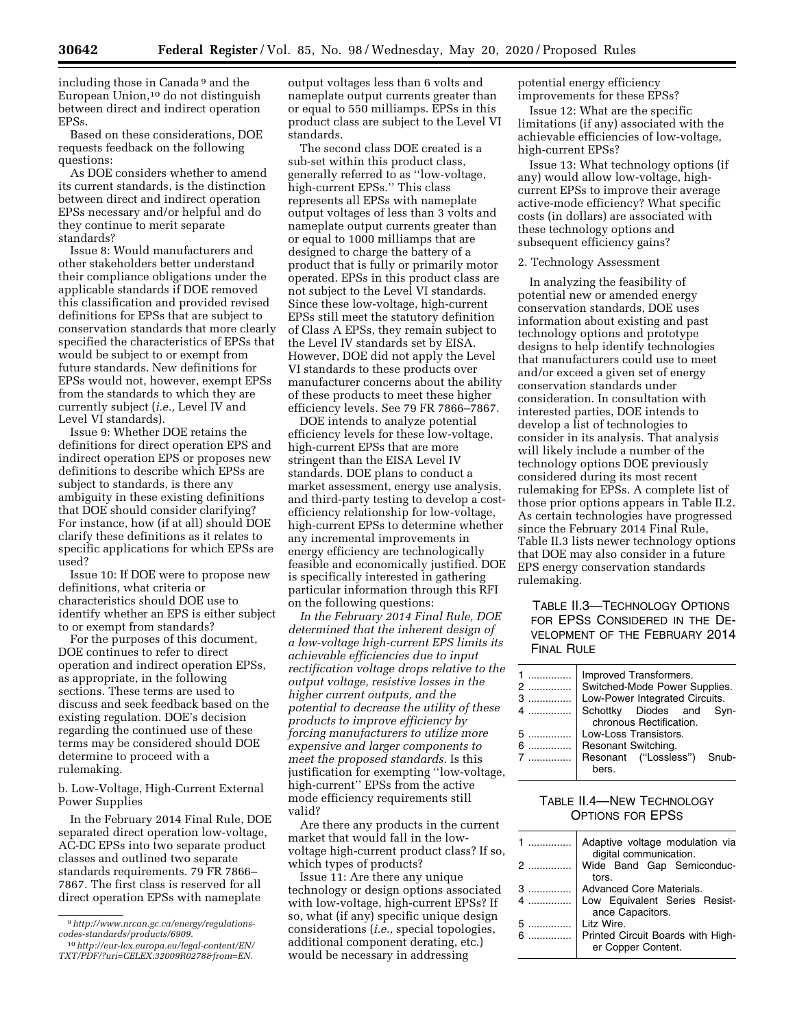including those in Canada [9] and the European Union,[10] do not distinguish between direct and indirect operation EPSs.

Based on these considerations, DOE requests feedback on the following questions:

As DOE considers whether to amend its current standards, is the distinction between direct and indirect operation EPSs necessary and/or helpful and do they continue to merit separate standards?

Issue 8: Would manufacturers and other stakeholders better understand their compliance obligations under the applicable standards if DOE removed this classification and provided revised definitions for EPSs that are subject to conservation standards that more clearly specified the characteristics of EPSs that would be subject to or exempt from future standards. New definitions for EPSs would not, however, exempt EPSs from the standards to which they are currently subject (*i.e.,* Level IV and Level VI standards).

Issue 9: Whether DOE retains the definitions for direct operation EPS and indirect operation EPS or proposes new definitions to describe which EPSs are subject to standards, is there any ambiguity in these existing definitions that DOE should consider clarifying? For instance, how (if at all) should DOE clarify these definitions as it relates to specific applications for which EPSs are used?

Issue 10: If DOE were to propose new definitions, what criteria or characteristics should DOE use to identify whether an EPS is either subject to or exempt from standards?

For the purposes of this document, DOE continues to refer to direct operation and indirect operation EPSs, as appropriate, in the following sections. These terms are used to discuss and seek feedback based on the existing regulation. DOE's decision regarding the continued use of these terms may be considered should DOE determine to proceed with a rulemaking.

b. Low-Voltage, High-Current External Power Supplies

In the February 2014 Final Rule, DOE separated direct operation low-voltage, AC-DC EPSs into two separate product classes and outlined two separate standards requirements. 79 FR 7866–7867. The first class is reserved for all direct operation EPSs with nameplate output voltages less than 6 volts and nameplate output currents greater than or equal to 550 milliamps. EPSs in this product class are subject to the Level VI standards.

The second class DOE created is a sub-set within this product class, generally referred to as ''low-voltage, high-current EPSs.'' This class represents all EPSs with nameplate output voltages of less than 3 volts and nameplate output currents greater than or equal to 1000 milliamps that are designed to charge the battery of a product that is fully or primarily motor operated. EPSs in this product class are not subject to the Level VI standards. Since these low-voltage, high-current EPSs still meet the statutory definition of Class A EPSs, they remain subject to the Level IV standards set by EISA. However, DOE did not apply the Level VI standards to these products over manufacturer concerns about the ability of these products to meet these higher efficiency levels. See 79 FR 7866–7867.

DOE intends to analyze potential efficiency levels for these low-voltage, high-current EPSs that are more stringent than the EISA Level IV standards. DOE plans to conduct a market assessment, energy use analysis, and third-party testing to develop a cost-efficiency relationship for low-voltage, high-current EPSs to determine whether any incremental improvements in energy efficiency are technologically feasible and economically justified. DOE is specifically interested in gathering particular information through this RFI on the following questions:

*In the February 2014 Final Rule, DOE determined that the inherent design of a low-voltage high-current EPS limits its achievable efficiencies due to input rectification voltage drops relative to the output voltage, resistive losses in the higher current outputs, and the potential to decrease the utility of these products to improve efficiency by forcing manufacturers to utilize more expensive and larger components to meet the proposed standards.* Is this justification for exempting ''low-voltage, high-current'' EPSs from the active mode efficiency requirements still valid?

Are there any products in the current market that would fall in the low-voltage high-current product class? If so, which types of products?

Issue 11: Are there any unique technology or design options associated with low-voltage, high-current EPSs? If so, what (if any) specific unique design considerations (*i.e.,* special topologies, additional component derating, etc.) would be necessary in addressing potential energy efficiency improvements for these EPSs?

Issue 12: What are the specific limitations (if any) associated with the achievable efficiencies of low-voltage, high-current EPSs?

Issue 13: What technology options (if any) would allow low-voltage, high-current EPSs to improve their average active-mode efficiency? What specific costs (in dollars) are associated with these technology options and subsequent efficiency gains?

2. Technology Assessment

In analyzing the feasibility of potential new or amended energy conservation standards, DOE uses information about existing and past technology options and prototype designs to help identify technologies that manufacturers could use to meet and/or exceed a given set of energy conservation standards under consideration. In consultation with interested parties, DOE intends to develop a list of technologies to consider in its analysis. That analysis will likely include a number of the technology options DOE previously considered during its most recent rulemaking for EPSs. A complete list of those prior options appears in Table II.2. As certain technologies have progressed since the February 2014 Final Rule, Table II.3 lists newer technology options that DOE may also consider in a future EPS energy conservation standards rulemaking.

TABLE II.3—TECHNOLOGY OPTIONS FOR EPSS CONSIDERED IN THE DEVELOPMENT OF THE FEBRUARY 2014 FINAL RULE

| | |
|---|---|
| 1 | Improved Transformers. |
| 2 | Switched-Mode Power Supplies. |
| 3 | Low-Power Integrated Circuits. |
| 4 | Schottky Diodes and Synchronous Rectification. |
| 5 | Low-Loss Transistors. |
| 6 | Resonant Switching. |
| 7 | Resonant (''Lossless'') Snubbers. |

TABLE II.4—NEW TECHNOLOGY OPTIONS FOR EPSS

| | |
|---|---|
| 1 | Adaptive voltage modulation via digital communication. |
| 2 | Wide Band Gap Semiconductors. |
| 3 | Advanced Core Materials. |
| 4 | Low Equivalent Series Resistance Capacitors. |
| 5 | Litz Wire. |
| 6 | Printed Circuit Boards with Higher Copper Content. |

[9] *http://www.nrcan.gc.ca/energy/regulations-codes-standards/products/6909.*

[10] *http://eur-lex.europa.eu/legal-content/EN/TXT/PDF/?uri=CELEX:32009R0278&from=EN.*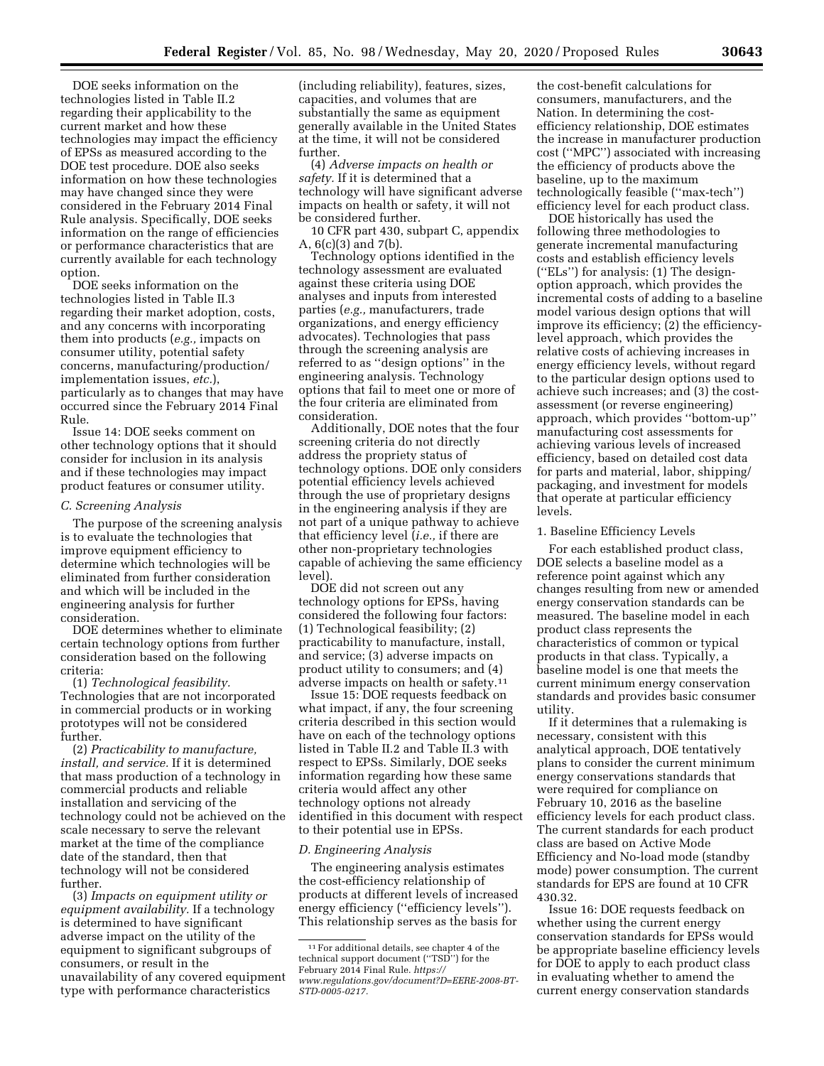DOE seeks information on the technologies listed in Table II.2 regarding their applicability to the current market and how these technologies may impact the efficiency of EPSs as measured according to the DOE test procedure. DOE also seeks information on how these technologies may have changed since they were considered in the February 2014 Final Rule analysis. Specifically, DOE seeks information on the range of efficiencies or performance characteristics that are currently available for each technology option.

DOE seeks information on the technologies listed in Table II.3 regarding their market adoption, costs, and any concerns with incorporating them into products (*e.g.,* impacts on consumer utility, potential safety concerns, manufacturing/production/implementation issues, *etc.*), particularly as to changes that may have occurred since the February 2014 Final Rule.

Issue 14: DOE seeks comment on other technology options that it should consider for inclusion in its analysis and if these technologies may impact product features or consumer utility.

### *C. Screening Analysis*

The purpose of the screening analysis is to evaluate the technologies that improve equipment efficiency to determine which technologies will be eliminated from further consideration and which will be included in the engineering analysis for further consideration.

DOE determines whether to eliminate certain technology options from further consideration based on the following criteria:

(1) *Technological feasibility.* Technologies that are not incorporated in commercial products or in working prototypes will not be considered further.

(2) *Practicability to manufacture, install, and service.* If it is determined that mass production of a technology in commercial products and reliable installation and servicing of the technology could not be achieved on the scale necessary to serve the relevant market at the time of the compliance date of the standard, then that technology will not be considered further.

(3) *Impacts on equipment utility or equipment availability.* If a technology is determined to have significant adverse impact on the utility of the equipment to significant subgroups of consumers, or result in the unavailability of any covered equipment type with performance characteristics (including reliability), features, sizes, capacities, and volumes that are substantially the same as equipment generally available in the United States at the time, it will not be considered further.

(4) *Adverse impacts on health or safety.* If it is determined that a technology will have significant adverse impacts on health or safety, it will not be considered further.

10 CFR part 430, subpart C, appendix A, 6(c)(3) and 7(b).

Technology options identified in the technology assessment are evaluated against these criteria using DOE analyses and inputs from interested parties (*e.g.,* manufacturers, trade organizations, and energy efficiency advocates). Technologies that pass through the screening analysis are referred to as ''design options'' in the engineering analysis. Technology options that fail to meet one or more of the four criteria are eliminated from consideration.

Additionally, DOE notes that the four screening criteria do not directly address the propriety status of technology options. DOE only considers potential efficiency levels achieved through the use of proprietary designs in the engineering analysis if they are not part of a unique pathway to achieve that efficiency level (*i.e.,* if there are other non-proprietary technologies capable of achieving the same efficiency level).

DOE did not screen out any technology options for EPSs, having considered the following four factors: (1) Technological feasibility; (2) practicability to manufacture, install, and service; (3) adverse impacts on product utility to consumers; and (4) adverse impacts on health or safety.[11]

Issue 15: DOE requests feedback on what impact, if any, the four screening criteria described in this section would have on each of the technology options listed in Table II.2 and Table II.3 with respect to EPSs. Similarly, DOE seeks information regarding how these same criteria would affect any other technology options not already identified in this document with respect to their potential use in EPSs.

### *D. Engineering Analysis*

The engineering analysis estimates the cost-efficiency relationship of products at different levels of increased energy efficiency (''efficiency levels''). This relationship serves as the basis for the cost-benefit calculations for consumers, manufacturers, and the Nation. In determining the cost-efficiency relationship, DOE estimates the increase in manufacturer production cost (''MPC'') associated with increasing the efficiency of products above the baseline, up to the maximum technologically feasible (''max-tech'') efficiency level for each product class.

DOE historically has used the following three methodologies to generate incremental manufacturing costs and establish efficiency levels (''ELs'') for analysis: (1) The design-option approach, which provides the incremental costs of adding to a baseline model various design options that will improve its efficiency; (2) the efficiency-level approach, which provides the relative costs of achieving increases in energy efficiency levels, without regard to the particular design options used to achieve such increases; and (3) the cost-assessment (or reverse engineering) approach, which provides ''bottom-up'' manufacturing cost assessments for achieving various levels of increased efficiency, based on detailed cost data for parts and material, labor, shipping/packaging, and investment for models that operate at particular efficiency levels.

#### 1. Baseline Efficiency Levels

For each established product class, DOE selects a baseline model as a reference point against which any changes resulting from new or amended energy conservation standards can be measured. The baseline model in each product class represents the characteristics of common or typical products in that class. Typically, a baseline model is one that meets the current minimum energy conservation standards and provides basic consumer utility.

If it determines that a rulemaking is necessary, consistent with this analytical approach, DOE tentatively plans to consider the current minimum energy conservations standards that were required for compliance on February 10, 2016 as the baseline efficiency levels for each product class. The current standards for each product class are based on Active Mode Efficiency and No-load mode (standby mode) power consumption. The current standards for EPS are found at 10 CFR 430.32.

Issue 16: DOE requests feedback on whether using the current energy conservation standards for EPSs would be appropriate baseline efficiency levels for DOE to apply to each product class in evaluating whether to amend the current energy conservation standards

---

[11] For additional details, see chapter 4 of the technical support document (''TSD'') for the February 2014 Final Rule. *https://www.regulations.gov/document?D=EERE-2008-BT-STD-0005-0217.*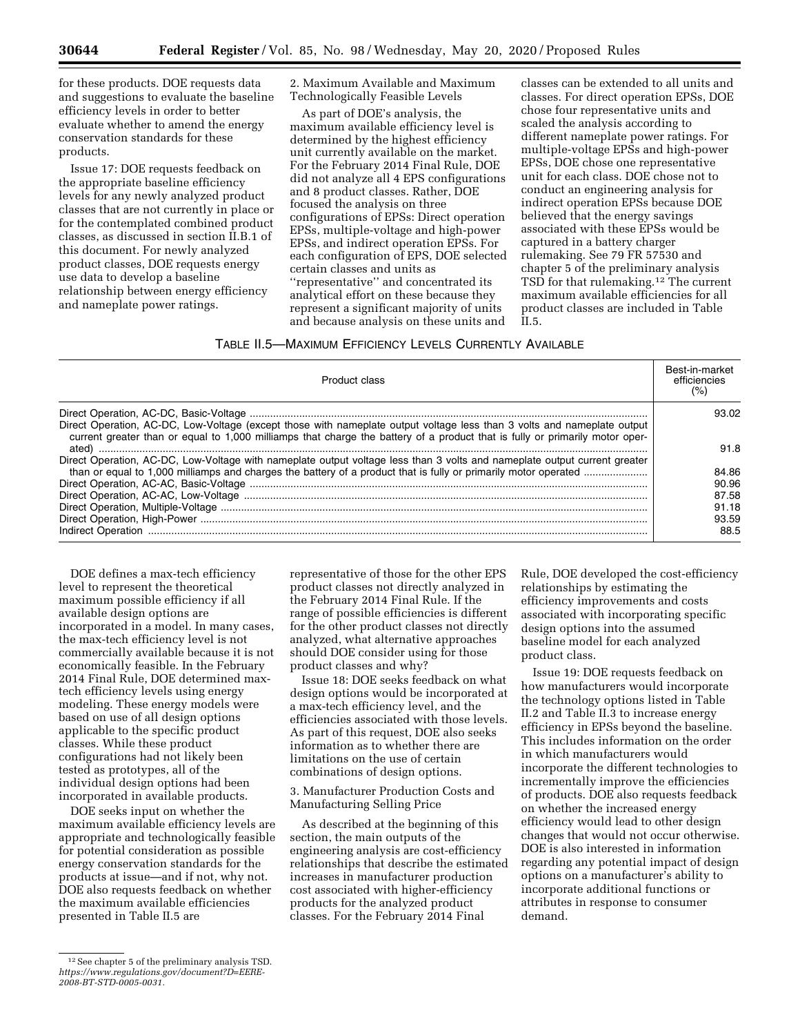for these products. DOE requests data and suggestions to evaluate the baseline efficiency levels in order to better evaluate whether to amend the energy conservation standards for these products.

Issue 17: DOE requests feedback on the appropriate baseline efficiency levels for any newly analyzed product classes that are not currently in place or for the contemplated combined product classes, as discussed in section II.B.1 of this document. For newly analyzed product classes, DOE requests energy use data to develop a baseline relationship between energy efficiency and nameplate power ratings.

2. Maximum Available and Maximum Technologically Feasible Levels

As part of DOE's analysis, the maximum available efficiency level is determined by the highest efficiency unit currently available on the market. For the February 2014 Final Rule, DOE did not analyze all 4 EPS configurations and 8 product classes. Rather, DOE focused the analysis on three configurations of EPSs: Direct operation EPSs, multiple-voltage and high-power EPSs, and indirect operation EPSs. For each configuration of EPS, DOE selected certain classes and units as "representative" and concentrated its analytical effort on these because they represent a significant majority of units and because analysis on these units and classes can be extended to all units and classes. For direct operation EPSs, DOE chose four representative units and scaled the analysis according to different nameplate power ratings. For multiple-voltage EPSs and high-power EPSs, DOE chose one representative unit for each class. DOE chose not to conduct an engineering analysis for indirect operation EPSs because DOE believed that the energy savings associated with these EPSs would be captured in a battery charger rulemaking. See 79 FR 57530 and chapter 5 of the preliminary analysis TSD for that rulemaking.[12] The current maximum available efficiencies for all product classes are included in Table II.5.

TABLE II.5—MAXIMUM EFFICIENCY LEVELS CURRENTLY AVAILABLE

| Product class | Best-in-market efficiencies (%) |
| --- | --- |
| Direct Operation, AC-DC, Basic-Voltage | 93.02 |
| Direct Operation, AC-DC, Low-Voltage (except those with nameplate output voltage less than 3 volts and nameplate output current greater than or equal to 1,000 milliamps that charge the battery of a product that is fully or primarily motor operated) | 91.8 |
| Direct Operation, AC-DC, Low-Voltage with nameplate output voltage less than 3 volts and nameplate output current greater than or equal to 1,000 milliamps and charges the battery of a product that is fully or primarily motor operated | 84.86 |
| Direct Operation, AC-AC, Basic-Voltage | 90.96 |
| Direct Operation, AC-AC, Low-Voltage | 87.58 |
| Direct Operation, Multiple-Voltage | 91.18 |
| Direct Operation, High-Power | 93.59 |
| Indirect Operation | 88.5 |

DOE defines a max-tech efficiency level to represent the theoretical maximum possible efficiency if all available design options are incorporated in a model. In many cases, the max-tech efficiency level is not commercially available because it is not economically feasible. In the February 2014 Final Rule, DOE determined max-tech efficiency levels using energy modeling. These energy models were based on use of all design options applicable to the specific product classes. While these product configurations had not likely been tested as prototypes, all of the individual design options had been incorporated in available products.

DOE seeks input on whether the maximum available efficiency levels are appropriate and technologically feasible for potential consideration as possible energy conservation standards for the products at issue—and if not, why not. DOE also requests feedback on whether the maximum available efficiencies presented in Table II.5 are representative of those for the other EPS product classes not directly analyzed in the February 2014 Final Rule. If the range of possible efficiencies is different for the other product classes not directly analyzed, what alternative approaches should DOE consider using for those product classes and why?

Issue 18: DOE seeks feedback on what design options would be incorporated at a max-tech efficiency level, and the efficiencies associated with those levels. As part of this request, DOE also seeks information as to whether there are limitations on the use of certain combinations of design options.

3. Manufacturer Production Costs and Manufacturing Selling Price

As described at the beginning of this section, the main outputs of the engineering analysis are cost-efficiency relationships that describe the estimated increases in manufacturer production cost associated with higher-efficiency products for the analyzed product classes. For the February 2014 Final Rule, DOE developed the cost-efficiency relationships by estimating the efficiency improvements and costs associated with incorporating specific design options into the assumed baseline model for each analyzed product class.

Issue 19: DOE requests feedback on how manufacturers would incorporate the technology options listed in Table II.2 and Table II.3 to increase energy efficiency in EPSs beyond the baseline. This includes information on the order in which manufacturers would incorporate the different technologies to incrementally improve the efficiencies of products. DOE also requests feedback on whether the increased energy efficiency would lead to other design changes that would not occur otherwise. DOE is also interested in information regarding any potential impact of design options on a manufacturer's ability to incorporate additional functions or attributes in response to consumer demand.

[12] See chapter 5 of the preliminary analysis TSD. *https://www.regulations.gov/document?D=EERE-2008-BT-STD-0005-0031.*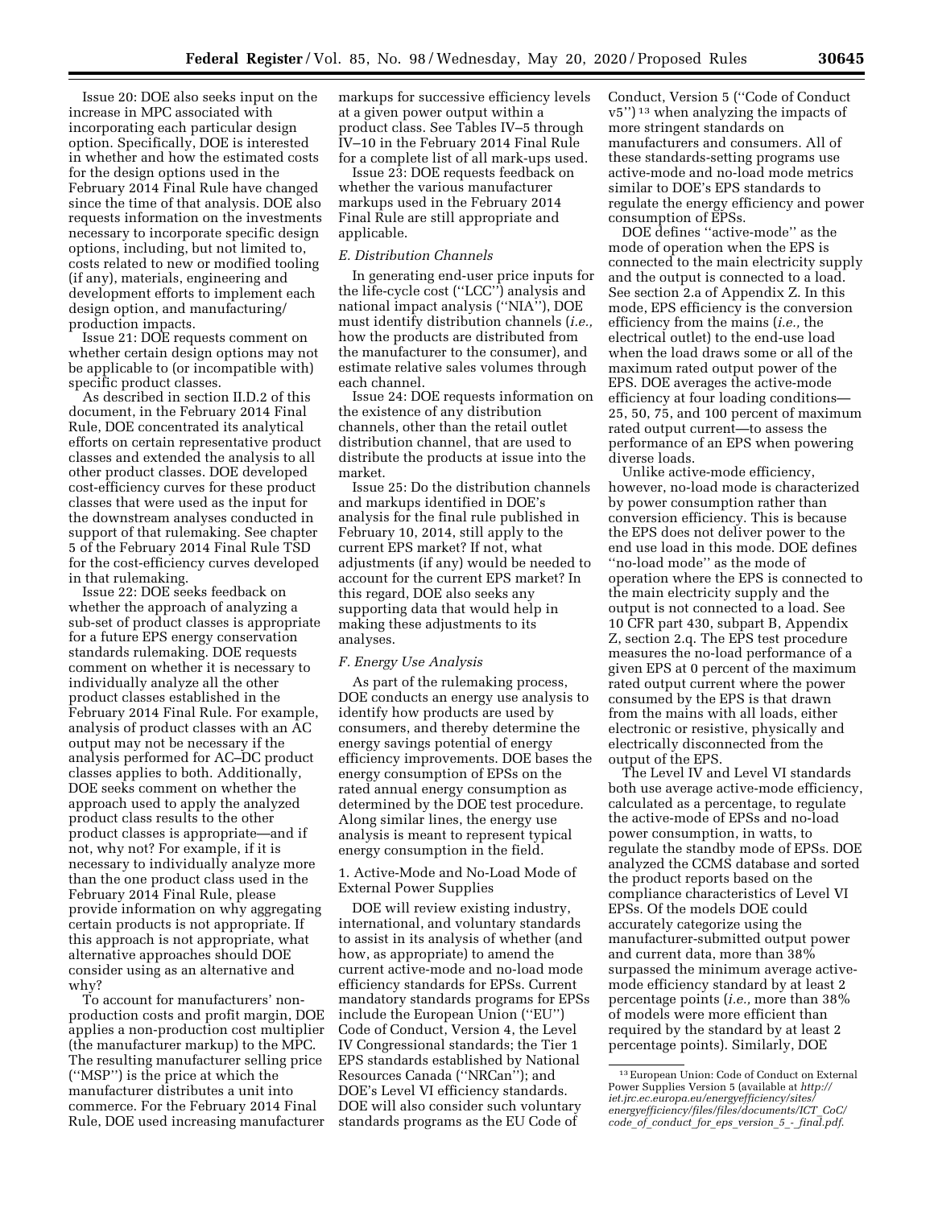Issue 20: DOE also seeks input on the increase in MPC associated with incorporating each particular design option. Specifically, DOE is interested in whether and how the estimated costs for the design options used in the February 2014 Final Rule have changed since the time of that analysis. DOE also requests information on the investments necessary to incorporate specific design options, including, but not limited to, costs related to new or modified tooling (if any), materials, engineering and development efforts to implement each design option, and manufacturing/production impacts.

Issue 21: DOE requests comment on whether certain design options may not be applicable to (or incompatible with) specific product classes.

As described in section II.D.2 of this document, in the February 2014 Final Rule, DOE concentrated its analytical efforts on certain representative product classes and extended the analysis to all other product classes. DOE developed cost-efficiency curves for these product classes that were used as the input for the downstream analyses conducted in support of that rulemaking. See chapter 5 of the February 2014 Final Rule TSD for the cost-efficiency curves developed in that rulemaking.

Issue 22: DOE seeks feedback on whether the approach of analyzing a sub-set of product classes is appropriate for a future EPS energy conservation standards rulemaking. DOE requests comment on whether it is necessary to individually analyze all the other product classes established in the February 2014 Final Rule. For example, analysis of product classes with an AC output may not be necessary if the analysis performed for AC–DC product classes applies to both. Additionally, DOE seeks comment on whether the approach used to apply the analyzed product class results to the other product classes is appropriate—and if not, why not? For example, if it is necessary to individually analyze more than the one product class used in the February 2014 Final Rule, please provide information on why aggregating certain products is not appropriate. If this approach is not appropriate, what alternative approaches should DOE consider using as an alternative and why?

To account for manufacturers' non-production costs and profit margin, DOE applies a non-production cost multiplier (the manufacturer markup) to the MPC. The resulting manufacturer selling price (''MSP'') is the price at which the manufacturer distributes a unit into commerce. For the February 2014 Final Rule, DOE used increasing manufacturer markups for successive efficiency levels at a given power output within a product class. See Tables IV–5 through IV–10 in the February 2014 Final Rule for a complete list of all mark-ups used.

Issue 23: DOE requests feedback on whether the various manufacturer markups used in the February 2014 Final Rule are still appropriate and applicable.

### *E. Distribution Channels*

In generating end-user price inputs for the life-cycle cost (''LCC'') analysis and national impact analysis (''NIA''), DOE must identify distribution channels (*i.e.,* how the products are distributed from the manufacturer to the consumer), and estimate relative sales volumes through each channel.

Issue 24: DOE requests information on the existence of any distribution channels, other than the retail outlet distribution channel, that are used to distribute the products at issue into the market.

Issue 25: Do the distribution channels and markups identified in DOE's analysis for the final rule published in February 10, 2014, still apply to the current EPS market? If not, what adjustments (if any) would be needed to account for the current EPS market? In this regard, DOE also seeks any supporting data that would help in making these adjustments to its analyses.

### *F. Energy Use Analysis*

As part of the rulemaking process, DOE conducts an energy use analysis to identify how products are used by consumers, and thereby determine the energy savings potential of energy efficiency improvements. DOE bases the energy consumption of EPSs on the rated annual energy consumption as determined by the DOE test procedure. Along similar lines, the energy use analysis is meant to represent typical energy consumption in the field.

#### 1. Active-Mode and No-Load Mode of External Power Supplies

DOE will review existing industry, international, and voluntary standards to assist in its analysis of whether (and how, as appropriate) to amend the current active-mode and no-load mode efficiency standards for EPSs. Current mandatory standards programs for EPSs include the European Union (''EU'') Code of Conduct, Version 4, the Level IV Congressional standards; the Tier 1 EPS standards established by National Resources Canada (''NRCan''); and DOE's Level VI efficiency standards. DOE will also consider such voluntary standards programs as the EU Code of Conduct, Version 5 (''Code of Conduct v5'')[13] when analyzing the impacts of more stringent standards on manufacturers and consumers. All of these standards-setting programs use active-mode and no-load mode metrics similar to DOE's EPS standards to regulate the energy efficiency and power consumption of EPSs.

DOE defines ''active-mode'' as the mode of operation when the EPS is connected to the main electricity supply and the output is connected to a load. See section 2.a of Appendix Z. In this mode, EPS efficiency is the conversion efficiency from the mains (*i.e.,* the electrical outlet) to the end-use load when the load draws some or all of the maximum rated output power of the EPS. DOE averages the active-mode efficiency at four loading conditions—25, 50, 75, and 100 percent of maximum rated output current—to assess the performance of an EPS when powering diverse loads.

Unlike active-mode efficiency, however, no-load mode is characterized by power consumption rather than conversion efficiency. This is because the EPS does not deliver power to the end use load in this mode. DOE defines ''no-load mode'' as the mode of operation where the EPS is connected to the main electricity supply and the output is not connected to a load. See 10 CFR part 430, subpart B, Appendix Z, section 2.q. The EPS test procedure measures the no-load performance of a given EPS at 0 percent of the maximum rated output current where the power consumed by the EPS is that drawn from the mains with all loads, either electronic or resistive, physically and electrically disconnected from the output of the EPS.

The Level IV and Level VI standards both use average active-mode efficiency, calculated as a percentage, to regulate the active-mode of EPSs and no-load power consumption, in watts, to regulate the standby mode of EPSs. DOE analyzed the CCMS database and sorted the product reports based on the compliance characteristics of Level VI EPSs. Of the models DOE could accurately categorize using the manufacturer-submitted output power and current data, more than 38% surpassed the minimum average active-mode efficiency standard by at least 2 percentage points (*i.e.,* more than 38% of models were more efficient than required by the standard by at least 2 percentage points). Similarly, DOE

[13] European Union: Code of Conduct on External Power Supplies Version 5 (available at *http://iet.jrc.ec.europa.eu/energyefficiency/sites/energyefficiency/files/files/documents/ICT_CoC/code_of_conduct_for_eps_version_5_-_final.pdf.*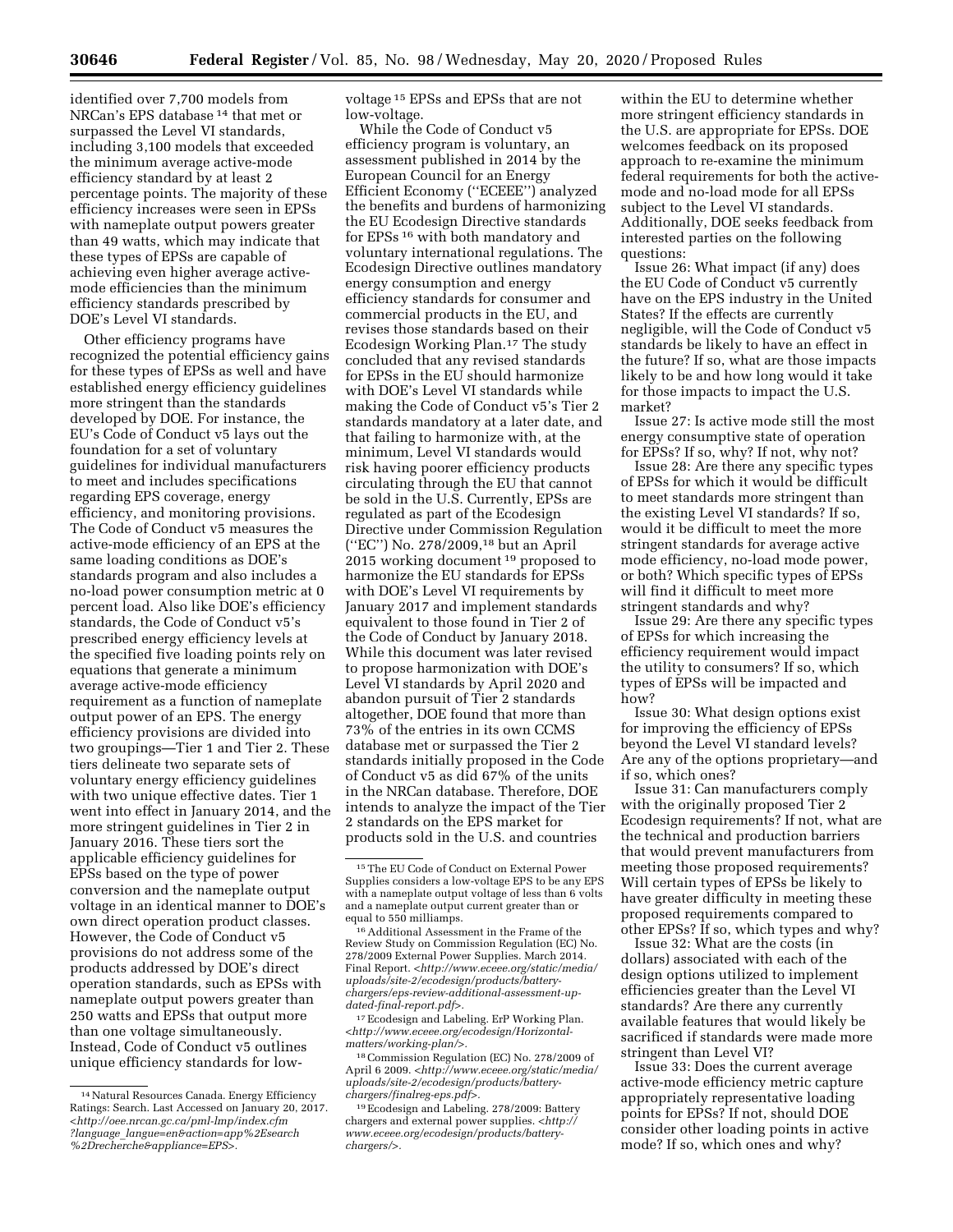identified over 7,700 models from NRCan's EPS database [14] that met or surpassed the Level VI standards, including 3,100 models that exceeded the minimum average active-mode efficiency standard by at least 2 percentage points. The majority of these efficiency increases were seen in EPSs with nameplate output powers greater than 49 watts, which may indicate that these types of EPSs are capable of achieving even higher average active-mode efficiencies than the minimum efficiency standards prescribed by DOE's Level VI standards.

Other efficiency programs have recognized the potential efficiency gains for these types of EPSs as well and have established energy efficiency guidelines more stringent than the standards developed by DOE. For instance, the EU's Code of Conduct v5 lays out the foundation for a set of voluntary guidelines for individual manufacturers to meet and includes specifications regarding EPS coverage, energy efficiency, and monitoring provisions. The Code of Conduct v5 measures the active-mode efficiency of an EPS at the same loading conditions as DOE's standards program and also includes a no-load power consumption metric at 0 percent load. Also like DOE's efficiency standards, the Code of Conduct v5's prescribed energy efficiency levels at the specified five loading points rely on equations that generate a minimum average active-mode efficiency requirement as a function of nameplate output power of an EPS. The energy efficiency provisions are divided into two groupings—Tier 1 and Tier 2. These tiers delineate two separate sets of voluntary energy efficiency guidelines with two unique effective dates. Tier 1 went into effect in January 2014, and the more stringent guidelines in Tier 2 in January 2016. These tiers sort the applicable efficiency guidelines for EPSs based on the type of power conversion and the nameplate output voltage in an identical manner to DOE's own direct operation product classes. However, the Code of Conduct v5 provisions do not address some of the products addressed by DOE's direct operation standards, such as EPSs with nameplate output powers greater than 250 watts and EPSs that output more than one voltage simultaneously. Instead, Code of Conduct v5 outlines unique efficiency standards for low-voltage [15] EPSs and EPSs that are not low-voltage.

While the Code of Conduct v5 efficiency program is voluntary, an assessment published in 2014 by the European Council for an Energy Efficient Economy (''ECEEE'') analyzed the benefits and burdens of harmonizing the EU Ecodesign Directive standards for EPSs [16] with both mandatory and voluntary international regulations. The Ecodesign Directive outlines mandatory energy consumption and energy efficiency standards for consumer and commercial products in the EU, and revises those standards based on their Ecodesign Working Plan.[17] The study concluded that any revised standards for EPSs in the EU should harmonize with DOE's Level VI standards while making the Code of Conduct v5's Tier 2 standards mandatory at a later date, and that failing to harmonize with, at the minimum, Level VI standards would risk having poorer efficiency products circulating through the EU that cannot be sold in the U.S. Currently, EPSs are regulated as part of the Ecodesign Directive under Commission Regulation (''EC'') No. 278/2009,[18] but an April 2015 working document [19] proposed to harmonize the EU standards for EPSs with DOE's Level VI requirements by January 2017 and implement standards equivalent to those found in Tier 2 of the Code of Conduct by January 2018. While this document was later revised to propose harmonization with DOE's Level VI standards by April 2020 and abandon pursuit of Tier 2 standards altogether, DOE found that more than 73% of the entries in its own CCMS database met or surpassed the Tier 2 standards initially proposed in the Code of Conduct v5 as did 67% of the units in the NRCan database. Therefore, DOE intends to analyze the impact of the Tier 2 standards on the EPS market for products sold in the U.S. and countries within the EU to determine whether more stringent efficiency standards in the U.S. are appropriate for EPSs. DOE welcomes feedback on its proposed approach to re-examine the minimum federal requirements for both the active-mode and no-load mode for all EPSs subject to the Level VI standards. Additionally, DOE seeks feedback from interested parties on the following questions:

Issue 26: What impact (if any) does the EU Code of Conduct v5 currently have on the EPS industry in the United States? If the effects are currently negligible, will the Code of Conduct v5 standards be likely to have an effect in the future? If so, what are those impacts likely to be and how long would it take for those impacts to impact the U.S. market?

Issue 27: Is active mode still the most energy consumptive state of operation for EPSs? If so, why? If not, why not?

Issue 28: Are there any specific types of EPSs for which it would be difficult to meet standards more stringent than the existing Level VI standards? If so, would it be difficult to meet the more stringent standards for average active mode efficiency, no-load mode power, or both? Which specific types of EPSs will find it difficult to meet more stringent standards and why?

Issue 29: Are there any specific types of EPSs for which increasing the efficiency requirement would impact the utility to consumers? If so, which types of EPSs will be impacted and how?

Issue 30: What design options exist for improving the efficiency of EPSs beyond the Level VI standard levels? Are any of the options proprietary—and if so, which ones?

Issue 31: Can manufacturers comply with the originally proposed Tier 2 Ecodesign requirements? If not, what are the technical and production barriers that would prevent manufacturers from meeting those proposed requirements? Will certain types of EPSs be likely to have greater difficulty in meeting these proposed requirements compared to other EPSs? If so, which types and why?

Issue 32: What are the costs (in dollars) associated with each of the design options utilized to implement efficiencies greater than the Level VI standards? Are there any currently available features that would likely be sacrificed if standards were made more stringent than Level VI?

Issue 33: Does the current average active-mode efficiency metric capture appropriately representative loading points for EPSs? If not, should DOE consider other loading points in active mode? If so, which ones and why?

---

[14] Natural Resources Canada. Energy Efficiency Ratings: Search. Last Accessed on January 20, 2017. <http://oee.nrcan.gc.ca/pml-lmp/index.cfm?language_langue=en&action=app%2Esearch%2Drecherche&appliance=EPS>.

[15] The EU Code of Conduct on External Power Supplies considers a low-voltage EPS to be any EPS with a nameplate output voltage of less than 6 volts and a nameplate output current greater than or equal to 550 milliamps.

[16] Additional Assessment in the Frame of the Review Study on Commission Regulation (EC) No. 278/2009 External Power Supplies. March 2014. Final Report. <http://www.eceee.org/static/media/uploads/site-2/ecodesign/products/battery-chargers/eps-review-additional-assessment-up-dated-final-report.pdf>.

[17] Ecodesign and Labeling. ErP Working Plan. <http://www.eceee.org/ecodesign/Horizontal-matters/working-plan/>.

[18] Commission Regulation (EC) No. 278/2009 of April 6 2009. <http://www.eceee.org/static/media/uploads/site-2/ecodesign/products/battery-chargers/finalreg-eps.pdf>.

[19] Ecodesign and Labeling. 278/2009: Battery chargers and external power supplies. <http://www.eceee.org/ecodesign/products/battery-chargers/>.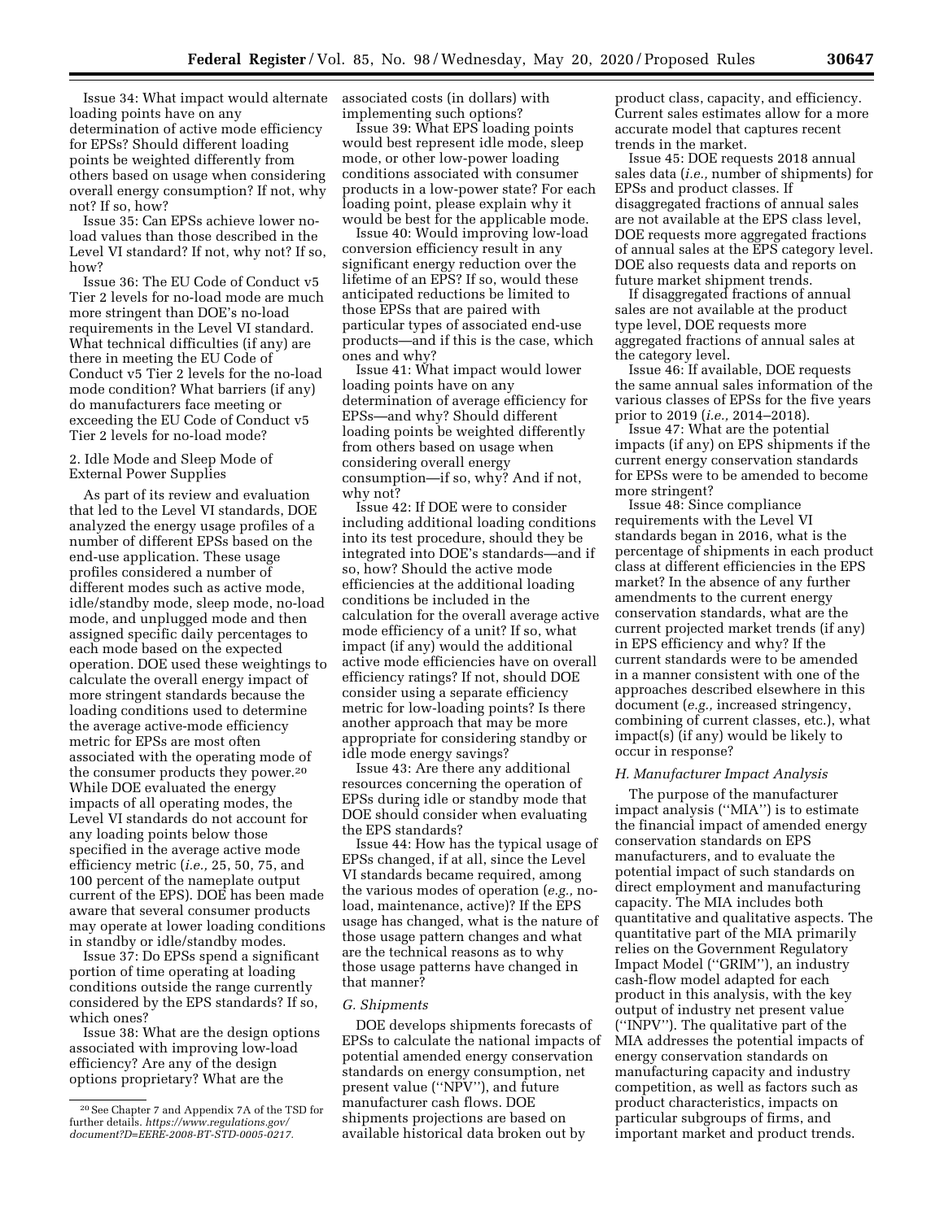Issue 34: What impact would alternate loading points have on any determination of active mode efficiency for EPSs? Should different loading points be weighted differently from others based on usage when considering overall energy consumption? If not, why not? If so, how?

Issue 35: Can EPSs achieve lower no-load values than those described in the Level VI standard? If not, why not? If so, how?

Issue 36: The EU Code of Conduct v5 Tier 2 levels for no-load mode are much more stringent than DOE's no-load requirements in the Level VI standard. What technical difficulties (if any) are there in meeting the EU Code of Conduct v5 Tier 2 levels for the no-load mode condition? What barriers (if any) do manufacturers face meeting or exceeding the EU Code of Conduct v5 Tier 2 levels for no-load mode?

### 2. Idle Mode and Sleep Mode of External Power Supplies

As part of its review and evaluation that led to the Level VI standards, DOE analyzed the energy usage profiles of a number of different EPSs based on the end-use application. These usage profiles considered a number of different modes such as active mode, idle/standby mode, sleep mode, no-load mode, and unplugged mode and then assigned specific daily percentages to each mode based on the expected operation. DOE used these weightings to calculate the overall energy impact of more stringent standards because the loading conditions used to determine the average active-mode efficiency metric for EPSs are most often associated with the operating mode of the consumer products they power.[20] While DOE evaluated the energy impacts of all operating modes, the Level VI standards do not account for any loading points below those specified in the average active mode efficiency metric (*i.e.,* 25, 50, 75, and 100 percent of the nameplate output current of the EPS). DOE has been made aware that several consumer products may operate at lower loading conditions in standby or idle/standby modes.

Issue 37: Do EPSs spend a significant portion of time operating at loading conditions outside the range currently considered by the EPS standards? If so, which ones?

Issue 38: What are the design options associated with improving low-load efficiency? Are any of the design options proprietary? What are the associated costs (in dollars) with implementing such options?

Issue 39: What EPS loading points would best represent idle mode, sleep mode, or other low-power loading conditions associated with consumer products in a low-power state? For each loading point, please explain why it would be best for the applicable mode.

Issue 40: Would improving low-load conversion efficiency result in any significant energy reduction over the lifetime of an EPS? If so, would these anticipated reductions be limited to those EPSs that are paired with particular types of associated end-use products—and if this is the case, which ones and why?

Issue 41: What impact would lower loading points have on any determination of average efficiency for EPSs—and why? Should different loading points be weighted differently from others based on usage when considering overall energy consumption—if so, why? And if not, why not?

Issue 42: If DOE were to consider including additional loading conditions into its test procedure, should they be integrated into DOE's standards—and if so, how? Should the active mode efficiencies at the additional loading conditions be included in the calculation for the overall average active mode efficiency of a unit? If so, what impact (if any) would the additional active mode efficiencies have on overall efficiency ratings? If not, should DOE consider using a separate efficiency metric for low-loading points? Is there another approach that may be more appropriate for considering standby or idle mode energy savings?

Issue 43: Are there any additional resources concerning the operation of EPSs during idle or standby mode that DOE should consider when evaluating the EPS standards?

Issue 44: How has the typical usage of EPSs changed, if at all, since the Level VI standards became required, among the various modes of operation (*e.g.,* no-load, maintenance, active)? If the EPS usage has changed, what is the nature of those usage pattern changes and what are the technical reasons as to why those usage patterns have changed in that manner?

### *G. Shipments*

DOE develops shipments forecasts of EPSs to calculate the national impacts of potential amended energy conservation standards on energy consumption, net present value ("NPV"), and future manufacturer cash flows. DOE shipments projections are based on available historical data broken out by product class, capacity, and efficiency. Current sales estimates allow for a more accurate model that captures recent trends in the market.

Issue 45: DOE requests 2018 annual sales data (*i.e.,* number of shipments) for EPSs and product classes. If disaggregated fractions of annual sales are not available at the EPS class level, DOE requests more aggregated fractions of annual sales at the EPS category level. DOE also requests data and reports on future market shipment trends.

If disaggregated fractions of annual sales are not available at the product type level, DOE requests more aggregated fractions of annual sales at the category level.

Issue 46: If available, DOE requests the same annual sales information of the various classes of EPSs for the five years prior to 2019 (*i.e.,* 2014–2018).

Issue 47: What are the potential impacts (if any) on EPS shipments if the current energy conservation standards for EPSs were to be amended to become more stringent?

Issue 48: Since compliance requirements with the Level VI standards began in 2016, what is the percentage of shipments in each product class at different efficiencies in the EPS market? In the absence of any further amendments to the current energy conservation standards, what are the current projected market trends (if any) in EPS efficiency and why? If the current standards were to be amended in a manner consistent with one of the approaches described elsewhere in this document (*e.g.,* increased stringency, combining of current classes, etc.), what impact(s) (if any) would be likely to occur in response?

### *H. Manufacturer Impact Analysis*

The purpose of the manufacturer impact analysis ("MIA") is to estimate the financial impact of amended energy conservation standards on EPS manufacturers, and to evaluate the potential impact of such standards on direct employment and manufacturing capacity. The MIA includes both quantitative and qualitative aspects. The quantitative part of the MIA primarily relies on the Government Regulatory Impact Model ("GRIM"), an industry cash-flow model adapted for each product in this analysis, with the key output of industry net present value ("INPV"). The qualitative part of the MIA addresses the potential impacts of energy conservation standards on manufacturing capacity and industry competition, as well as factors such as product characteristics, impacts on particular subgroups of firms, and important market and product trends.

---

[20] See Chapter 7 and Appendix 7A of the TSD for further details. *https://www.regulations.gov/document?D=EERE-2008-BT-STD-0005-0217.*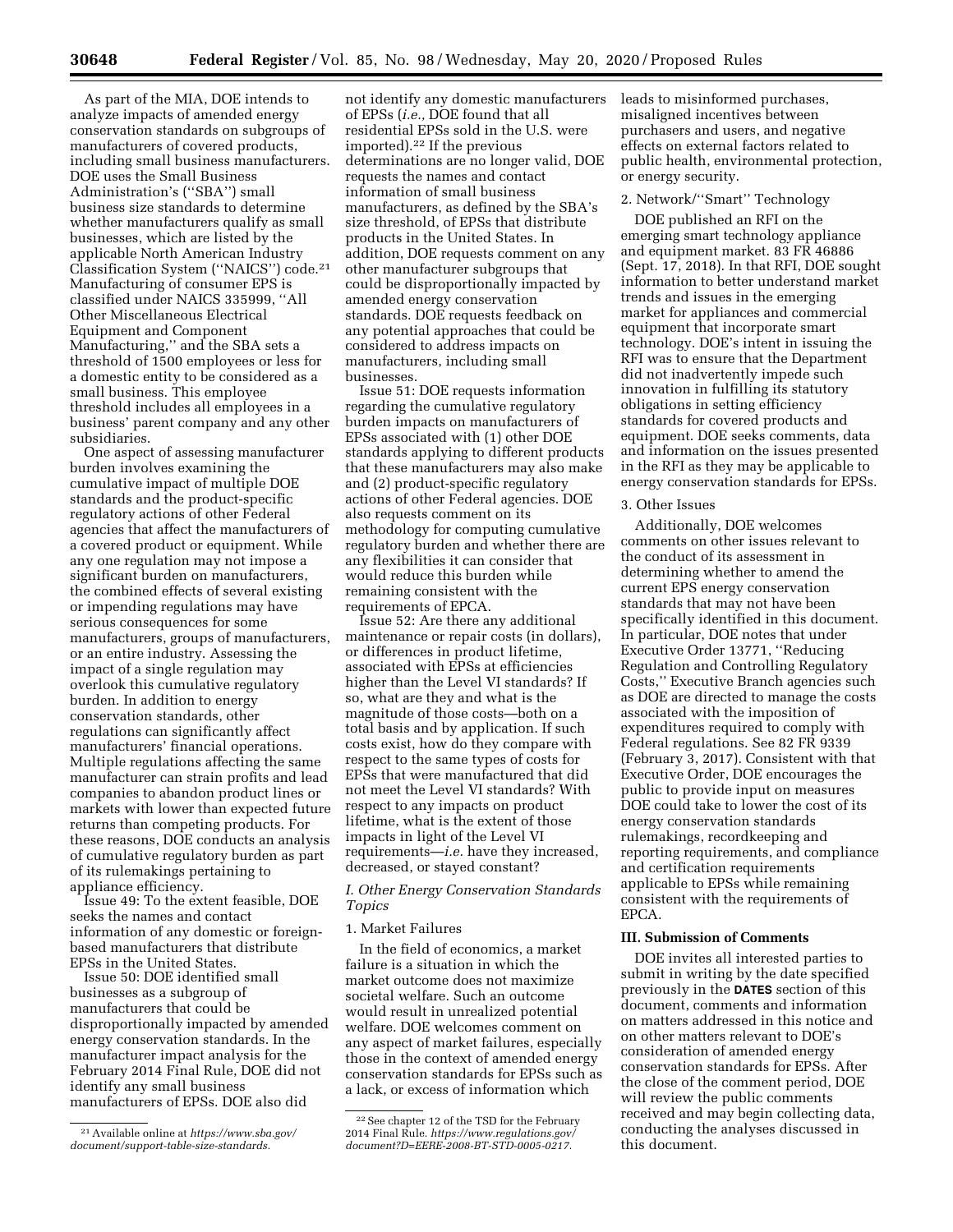As part of the MIA, DOE intends to analyze impacts of amended energy conservation standards on subgroups of manufacturers of covered products, including small business manufacturers. DOE uses the Small Business Administration's (''SBA'') small business size standards to determine whether manufacturers qualify as small businesses, which are listed by the applicable North American Industry Classification System (''NAICS'') code.[21] Manufacturing of consumer EPS is classified under NAICS 335999, ''All Other Miscellaneous Electrical Equipment and Component Manufacturing,'' and the SBA sets a threshold of 1500 employees or less for a domestic entity to be considered as a small business. This employee threshold includes all employees in a business' parent company and any other subsidiaries.

One aspect of assessing manufacturer burden involves examining the cumulative impact of multiple DOE standards and the product-specific regulatory actions of other Federal agencies that affect the manufacturers of a covered product or equipment. While any one regulation may not impose a significant burden on manufacturers, the combined effects of several existing or impending regulations may have serious consequences for some manufacturers, groups of manufacturers, or an entire industry. Assessing the impact of a single regulation may overlook this cumulative regulatory burden. In addition to energy conservation standards, other regulations can significantly affect manufacturers' financial operations. Multiple regulations affecting the same manufacturer can strain profits and lead companies to abandon product lines or markets with lower than expected future returns than competing products. For these reasons, DOE conducts an analysis of cumulative regulatory burden as part of its rulemakings pertaining to appliance efficiency.

Issue 49: To the extent feasible, DOE seeks the names and contact information of any domestic or foreign-based manufacturers that distribute EPSs in the United States.

Issue 50: DOE identified small businesses as a subgroup of manufacturers that could be disproportionally impacted by amended energy conservation standards. In the manufacturer impact analysis for the February 2014 Final Rule, DOE did not identify any small business manufacturers of EPSs. DOE also did not identify any domestic manufacturers of EPSs (*i.e.,* DOE found that all residential EPSs sold in the U.S. were imported).[22] If the previous determinations are no longer valid, DOE requests the names and contact information of small business manufacturers, as defined by the SBA's size threshold, of EPSs that distribute products in the United States. In addition, DOE requests comment on any other manufacturer subgroups that could be disproportionally impacted by amended energy conservation standards. DOE requests feedback on any potential approaches that could be considered to address impacts on manufacturers, including small businesses.

Issue 51: DOE requests information regarding the cumulative regulatory burden impacts on manufacturers of EPSs associated with (1) other DOE standards applying to different products that these manufacturers may also make and (2) product-specific regulatory actions of other Federal agencies. DOE also requests comment on its methodology for computing cumulative regulatory burden and whether there are any flexibilities it can consider that would reduce this burden while remaining consistent with the requirements of EPCA.

Issue 52: Are there any additional maintenance or repair costs (in dollars), or differences in product lifetime, associated with EPSs at efficiencies higher than the Level VI standards? If so, what are they and what is the magnitude of those costs—both on a total basis and by application. If such costs exist, how do they compare with respect to the same types of costs for EPSs that were manufactured that did not meet the Level VI standards? With respect to any impacts on product lifetime, what is the extent of those impacts in light of the Level VI requirements—*i.e.* have they increased, decreased, or stayed constant?

### *I. Other Energy Conservation Standards Topics*

#### 1. Market Failures

In the field of economics, a market failure is a situation in which the market outcome does not maximize societal welfare. Such an outcome would result in unrealized potential welfare. DOE welcomes comment on any aspect of market failures, especially those in the context of amended energy conservation standards for EPSs such as a lack, or excess of information which leads to misinformed purchases, misaligned incentives between purchasers and users, and negative effects on external factors related to public health, environmental protection, or energy security.

#### 2. Network/''Smart'' Technology

DOE published an RFI on the emerging smart technology appliance and equipment market. 83 FR 46886 (Sept. 17, 2018). In that RFI, DOE sought information to better understand market trends and issues in the emerging market for appliances and commercial equipment that incorporate smart technology. DOE's intent in issuing the RFI was to ensure that the Department did not inadvertently impede such innovation in fulfilling its statutory obligations in setting efficiency standards for covered products and equipment. DOE seeks comments, data and information on the issues presented in the RFI as they may be applicable to energy conservation standards for EPSs.

#### 3. Other Issues

Additionally, DOE welcomes comments on other issues relevant to the conduct of its assessment in determining whether to amend the current EPS energy conservation standards that may not have been specifically identified in this document. In particular, DOE notes that under Executive Order 13771, ''Reducing Regulation and Controlling Regulatory Costs,'' Executive Branch agencies such as DOE are directed to manage the costs associated with the imposition of expenditures required to comply with Federal regulations. See 82 FR 9339 (February 3, 2017). Consistent with that Executive Order, DOE encourages the public to provide input on measures DOE could take to lower the cost of its energy conservation standards rulemakings, recordkeeping and reporting requirements, and compliance and certification requirements applicable to EPSs while remaining consistent with the requirements of EPCA.

## III. Submission of Comments

DOE invites all interested parties to submit in writing by the date specified previously in the **DATES** section of this document, comments and information on matters addressed in this notice and on other matters relevant to DOE's consideration of amended energy conservation standards for EPSs. After the close of the comment period, DOE will review the public comments received and may begin collecting data, conducting the analyses discussed in this document.

---

[21] Available online at *https://www.sba.gov/document/support-table-size-standards.*

[22] See chapter 12 of the TSD for the February 2014 Final Rule. *https://www.regulations.gov/document?D=EERE-2008-BT-STD-0005-0217.*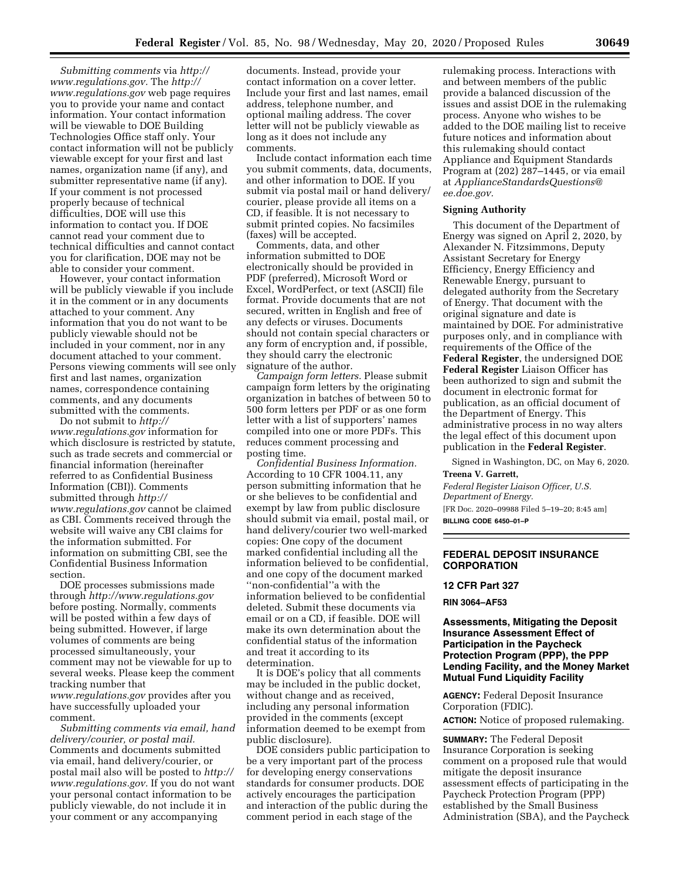*Submitting comments* via *http://www.regulations.gov.* The *http://www.regulations.gov* web page requires you to provide your name and contact information. Your contact information will be viewable to DOE Building Technologies Office staff only. Your contact information will not be publicly viewable except for your first and last names, organization name (if any), and submitter representative name (if any). If your comment is not processed properly because of technical difficulties, DOE will use this information to contact you. If DOE cannot read your comment due to technical difficulties and cannot contact you for clarification, DOE may not be able to consider your comment.

However, your contact information will be publicly viewable if you include it in the comment or in any documents attached to your comment. Any information that you do not want to be publicly viewable should not be included in your comment, nor in any document attached to your comment. Persons viewing comments will see only first and last names, organization names, correspondence containing comments, and any documents submitted with the comments.

Do not submit to *http://www.regulations.gov* information for which disclosure is restricted by statute, such as trade secrets and commercial or financial information (hereinafter referred to as Confidential Business Information (CBI)). Comments submitted through *http://www.regulations.gov* cannot be claimed as CBI. Comments received through the website will waive any CBI claims for the information submitted. For information on submitting CBI, see the Confidential Business Information section.

DOE processes submissions made through *http://www.regulations.gov* before posting. Normally, comments will be posted within a few days of being submitted. However, if large volumes of comments are being processed simultaneously, your comment may not be viewable for up to several weeks. Please keep the comment tracking number that *www.regulations.gov* provides after you have successfully uploaded your comment.

*Submitting comments via email, hand delivery/courier, or postal mail.* Comments and documents submitted via email, hand delivery/courier, or postal mail also will be posted to *http://www.regulations.gov.* If you do not want your personal contact information to be publicly viewable, do not include it in your comment or any accompanying documents. Instead, provide your contact information on a cover letter. Include your first and last names, email address, telephone number, and optional mailing address. The cover letter will not be publicly viewable as long as it does not include any comments.

Include contact information each time you submit comments, data, documents, and other information to DOE. If you submit via postal mail or hand delivery/courier, please provide all items on a CD, if feasible. It is not necessary to submit printed copies. No facsimiles (faxes) will be accepted.

Comments, data, and other information submitted to DOE electronically should be provided in PDF (preferred), Microsoft Word or Excel, WordPerfect, or text (ASCII) file format. Provide documents that are not secured, written in English and free of any defects or viruses. Documents should not contain special characters or any form of encryption and, if possible, they should carry the electronic signature of the author.

*Campaign form letters.* Please submit campaign form letters by the originating organization in batches of between 50 to 500 form letters per PDF or as one form letter with a list of supporters' names compiled into one or more PDFs. This reduces comment processing and posting time.

*Confidential Business Information.* According to 10 CFR 1004.11, any person submitting information that he or she believes to be confidential and exempt by law from public disclosure should submit via email, postal mail, or hand delivery/courier two well-marked copies: One copy of the document marked confidential including all the information believed to be confidential, and one copy of the document marked ''non-confidential''a with the information believed to be confidential deleted. Submit these documents via email or on a CD, if feasible. DOE will make its own determination about the confidential status of the information and treat it according to its determination.

It is DOE's policy that all comments may be included in the public docket, without change and as received, including any personal information provided in the comments (except information deemed to be exempt from public disclosure).

DOE considers public participation to be a very important part of the process for developing energy conservations standards for consumer products. DOE actively encourages the participation and interaction of the public during the comment period in each stage of the rulemaking process. Interactions with and between members of the public provide a balanced discussion of the issues and assist DOE in the rulemaking process. Anyone who wishes to be added to the DOE mailing list to receive future notices and information about this rulemaking should contact Appliance and Equipment Standards Program at (202) 287–1445, or via email at *ApplianceStandardsQuestions@ee.doe.gov.*

**Signing Authority**

This document of the Department of Energy was signed on April 2, 2020, by Alexander N. Fitzsimmons, Deputy Assistant Secretary for Energy Efficiency, Energy Efficiency and Renewable Energy, pursuant to delegated authority from the Secretary of Energy. That document with the original signature and date is maintained by DOE. For administrative purposes only, and in compliance with requirements of the Office of the **Federal Register**, the undersigned DOE **Federal Register** Liaison Officer has been authorized to sign and submit the document in electronic format for publication, as an official document of the Department of Energy. This administrative process in no way alters the legal effect of this document upon publication in the **Federal Register**.

Signed in Washington, DC, on May 6, 2020.

**Treena V. Garrett,**

*Federal Register Liaison Officer, U.S. Department of Energy.*

[FR Doc. 2020–09988 Filed 5–19–20; 8:45 am]

**BILLING CODE 6450–01–P**

---

## FEDERAL DEPOSIT INSURANCE CORPORATION

### 12 CFR Part 327

**RIN 3064–AF53**

### Assessments, Mitigating the Deposit Insurance Assessment Effect of Participation in the Paycheck Protection Program (PPP), the PPP Lending Facility, and the Money Market Mutual Fund Liquidity Facility

**AGENCY:** Federal Deposit Insurance Corporation (FDIC).

**ACTION:** Notice of proposed rulemaking.

**SUMMARY:** The Federal Deposit Insurance Corporation is seeking comment on a proposed rule that would mitigate the deposit insurance assessment effects of participating in the Paycheck Protection Program (PPP) established by the Small Business Administration (SBA), and the Paycheck